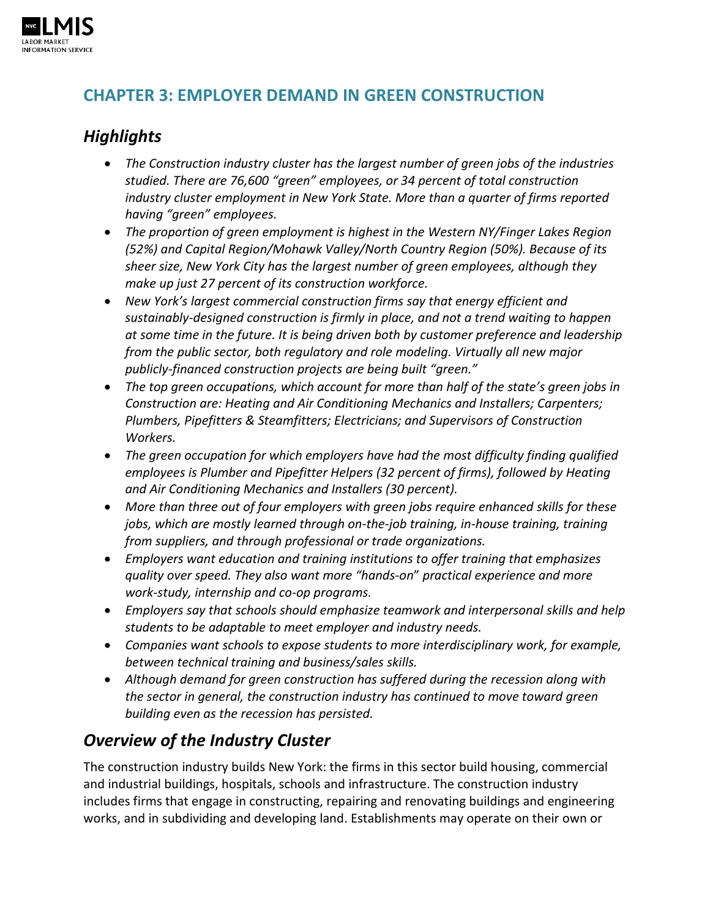# CHAPTER 3: EMPLOYER DEMAND IN GREEN CONSTRUCTION

## *Highlights*

- *The Construction industry cluster has the largest number of green jobs of the industries studied. There are 76,600 "green" employees, or 34 percent of total construction industry cluster employment in New York State. More than a quarter of firms reported having "green" employees.*
- *The proportion of green employment is highest in the Western NY/Finger Lakes Region (52%) and Capital Region/Mohawk Valley/North Country Region (50%). Because of its sheer size, New York City has the largest number of green employees, although they make up just 27 percent of its construction workforce.*
- *New York's largest commercial construction firms say that energy efficient and sustainably-designed construction is firmly in place, and not a trend waiting to happen at some time in the future. It is being driven both by customer preference and leadership from the public sector, both regulatory and role modeling. Virtually all new major publicly-financed construction projects are being built "green."*
- *The top green occupations, which account for more than half of the state's green jobs in Construction are: Heating and Air Conditioning Mechanics and Installers; Carpenters; Plumbers, Pipefitters & Steamfitters; Electricians; and Supervisors of Construction Workers.*
- *The green occupation for which employers have had the most difficulty finding qualified employees is Plumber and Pipefitter Helpers (32 percent of firms), followed by Heating and Air Conditioning Mechanics and Installers (30 percent).*
- *More than three out of four employers with green jobs require enhanced skills for these jobs, which are mostly learned through on-the-job training, in-house training, training from suppliers, and through professional or trade organizations.*
- *Employers want education and training institutions to offer training that emphasizes quality over speed. They also want more "hands-on" practical experience and more work-study, internship and co-op programs.*
- *Employers say that schools should emphasize teamwork and interpersonal skills and help students to be adaptable to meet employer and industry needs.*
- *Companies want schools to expose students to more interdisciplinary work, for example, between technical training and business/sales skills.*
- *Although demand for green construction has suffered during the recession along with the sector in general, the construction industry has continued to move toward green building even as the recession has persisted.*

## *Overview of the Industry Cluster*

The construction industry builds New York: the firms in this sector build housing, commercial and industrial buildings, hospitals, schools and infrastructure. The construction industry includes firms that engage in constructing, repairing and renovating buildings and engineering works, and in subdividing and developing land. Establishments may operate on their own or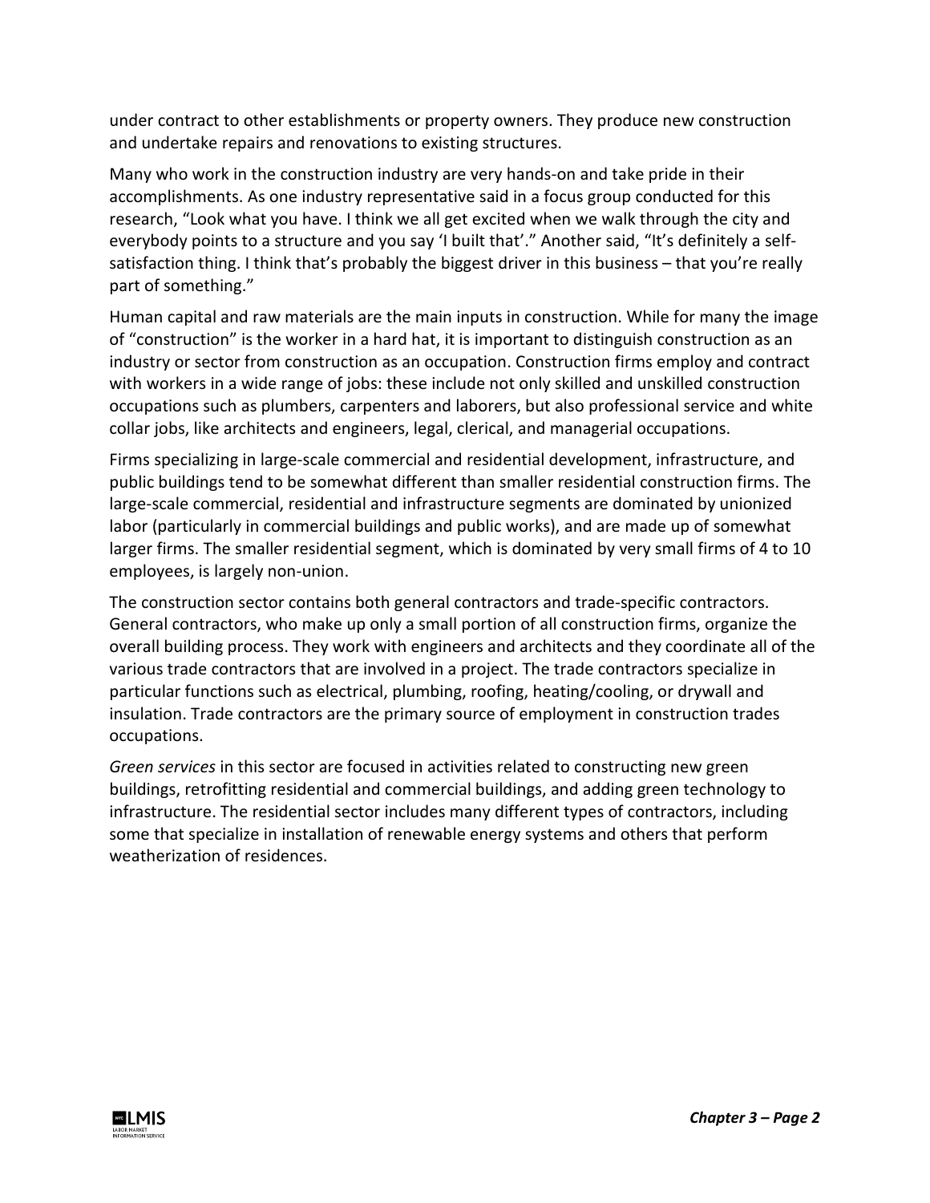under contract to other establishments or property owners. They produce new construction and undertake repairs and renovations to existing structures.

Many who work in the construction industry are very hands-on and take pride in their accomplishments. As one industry representative said in a focus group conducted for this research, "Look what you have. I think we all get excited when we walk through the city and everybody points to a structure and you say 'I built that'." Another said, "It's definitely a self-satisfaction thing. I think that's probably the biggest driver in this business – that you're really part of something."

Human capital and raw materials are the main inputs in construction. While for many the image of "construction" is the worker in a hard hat, it is important to distinguish construction as an industry or sector from construction as an occupation. Construction firms employ and contract with workers in a wide range of jobs: these include not only skilled and unskilled construction occupations such as plumbers, carpenters and laborers, but also professional service and white collar jobs, like architects and engineers, legal, clerical, and managerial occupations.

Firms specializing in large-scale commercial and residential development, infrastructure, and public buildings tend to be somewhat different than smaller residential construction firms. The large-scale commercial, residential and infrastructure segments are dominated by unionized labor (particularly in commercial buildings and public works), and are made up of somewhat larger firms. The smaller residential segment, which is dominated by very small firms of 4 to 10 employees, is largely non-union.

The construction sector contains both general contractors and trade-specific contractors. General contractors, who make up only a small portion of all construction firms, organize the overall building process. They work with engineers and architects and they coordinate all of the various trade contractors that are involved in a project. The trade contractors specialize in particular functions such as electrical, plumbing, roofing, heating/cooling, or drywall and insulation. Trade contractors are the primary source of employment in construction trades occupations.

*Green services* in this sector are focused in activities related to constructing new green buildings, retrofitting residential and commercial buildings, and adding green technology to infrastructure. The residential sector includes many different types of contractors, including some that specialize in installation of renewable energy systems and others that perform weatherization of residences.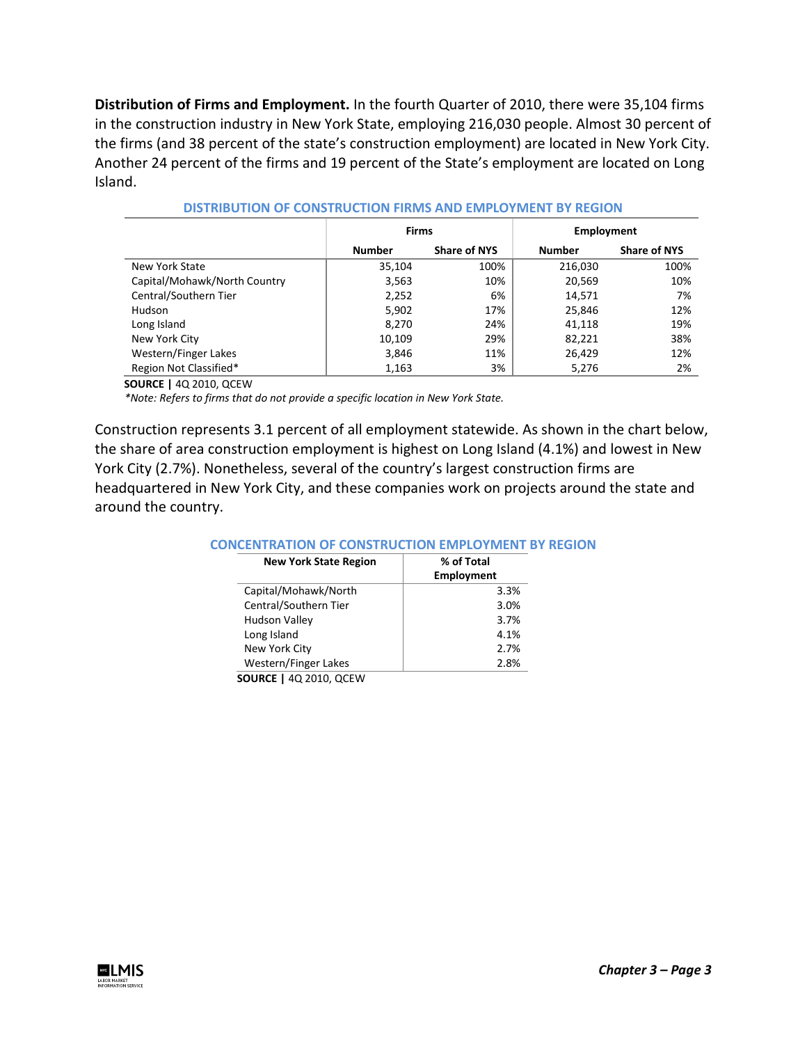**Distribution of Firms and Employment.** In the fourth Quarter of 2010, there were 35,104 firms in the construction industry in New York State, employing 216,030 people. Almost 30 percent of the firms (and 38 percent of the state's construction employment) are located in New York City. Another 24 percent of the firms and 19 percent of the State's employment are located on Long Island.

**DISTRIBUTION OF CONSTRUCTION FIRMS AND EMPLOYMENT BY REGION**

| | Firms | | Employment | |
|---|---|---|---|---|
| | Number | Share of NYS | Number | Share of NYS |
| New York State | 35,104 | 100% | 216,030 | 100% |
| Capital/Mohawk/North Country | 3,563 | 10% | 20,569 | 10% |
| Central/Southern Tier | 2,252 | 6% | 14,571 | 7% |
| Hudson | 5,902 | 17% | 25,846 | 12% |
| Long Island | 8,270 | 24% | 41,118 | 19% |
| New York City | 10,109 | 29% | 82,221 | 38% |
| Western/Finger Lakes | 3,846 | 11% | 26,429 | 12% |
| Region Not Classified* | 1,163 | 3% | 5,276 | 2% |

**SOURCE |** 4Q 2010, QCEW

*\*Note: Refers to firms that do not provide a specific location in New York State.*

Construction represents 3.1 percent of all employment statewide. As shown in the chart below, the share of area construction employment is highest on Long Island (4.1%) and lowest in New York City (2.7%). Nonetheless, several of the country's largest construction firms are headquartered in New York City, and these companies work on projects around the state and around the country.

**CONCENTRATION OF CONSTRUCTION EMPLOYMENT BY REGION**

| New York State Region | % of Total Employment |
|---|---|
| Capital/Mohawk/North | 3.3% |
| Central/Southern Tier | 3.0% |
| Hudson Valley | 3.7% |
| Long Island | 4.1% |
| New York City | 2.7% |
| Western/Finger Lakes | 2.8% |

**SOURCE |** 4Q 2010, QCEW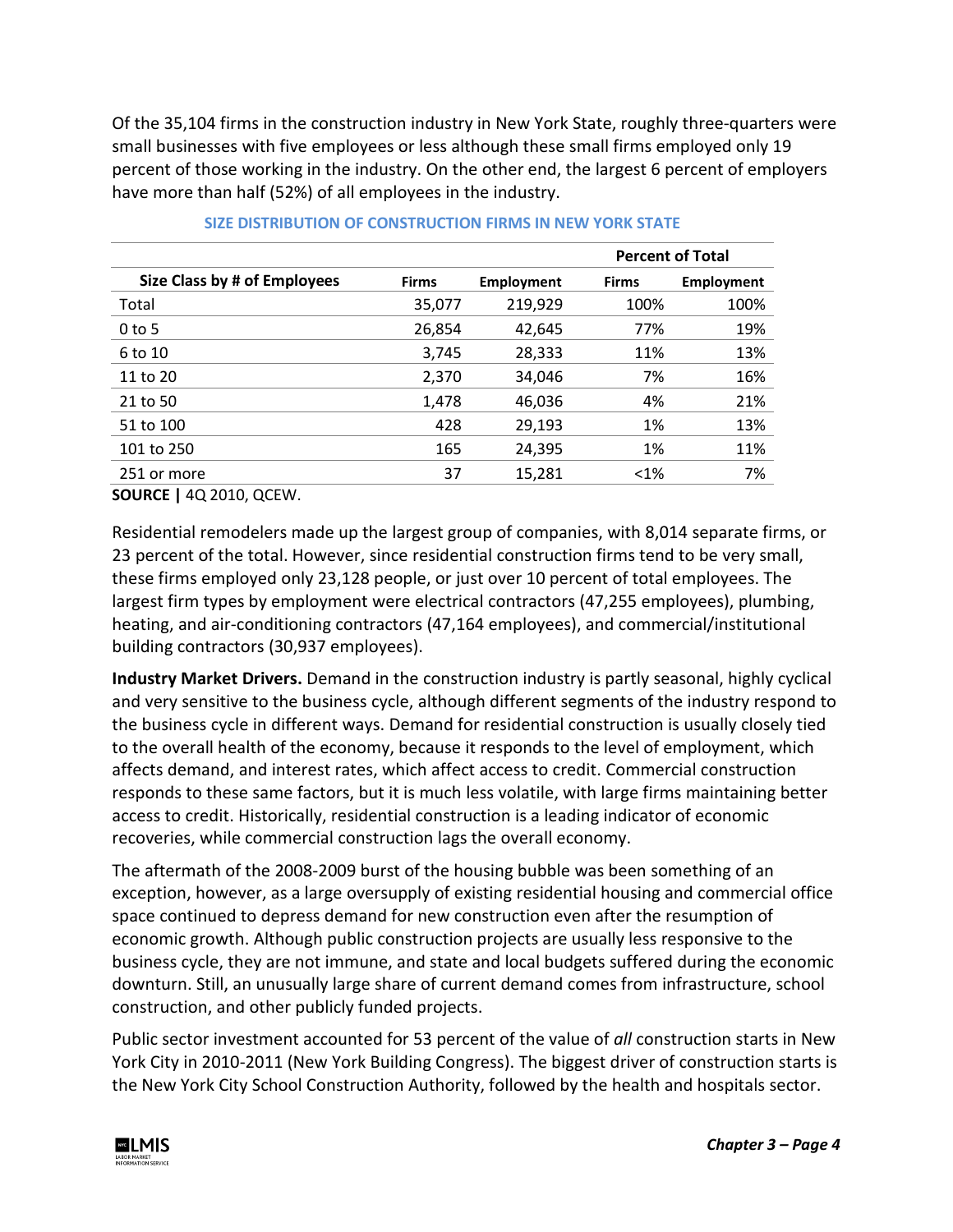Of the 35,104 firms in the construction industry in New York State, roughly three-quarters were small businesses with five employees or less although these small firms employed only 19 percent of those working in the industry. On the other end, the largest 6 percent of employers have more than half (52%) of all employees in the industry.

**SIZE DISTRIBUTION OF CONSTRUCTION FIRMS IN NEW YORK STATE**

| | | | Percent of Total | |
|---|---|---|---|---|
| **Size Class by # of Employees** | **Firms** | **Employment** | **Firms** | **Employment** |
| Total | 35,077 | 219,929 | 100% | 100% |
| 0 to 5 | 26,854 | 42,645 | 77% | 19% |
| 6 to 10 | 3,745 | 28,333 | 11% | 13% |
| 11 to 20 | 2,370 | 34,046 | 7% | 16% |
| 21 to 50 | 1,478 | 46,036 | 4% | 21% |
| 51 to 100 | 428 | 29,193 | 1% | 13% |
| 101 to 250 | 165 | 24,395 | 1% | 11% |
| 251 or more | 37 | 15,281 | <1% | 7% |

**SOURCE |** 4Q 2010, QCEW.

Residential remodelers made up the largest group of companies, with 8,014 separate firms, or 23 percent of the total. However, since residential construction firms tend to be very small, these firms employed only 23,128 people, or just over 10 percent of total employees. The largest firm types by employment were electrical contractors (47,255 employees), plumbing, heating, and air-conditioning contractors (47,164 employees), and commercial/institutional building contractors (30,937 employees).

**Industry Market Drivers.** Demand in the construction industry is partly seasonal, highly cyclical and very sensitive to the business cycle, although different segments of the industry respond to the business cycle in different ways. Demand for residential construction is usually closely tied to the overall health of the economy, because it responds to the level of employment, which affects demand, and interest rates, which affect access to credit. Commercial construction responds to these same factors, but it is much less volatile, with large firms maintaining better access to credit. Historically, residential construction is a leading indicator of economic recoveries, while commercial construction lags the overall economy.

The aftermath of the 2008-2009 burst of the housing bubble was been something of an exception, however, as a large oversupply of existing residential housing and commercial office space continued to depress demand for new construction even after the resumption of economic growth. Although public construction projects are usually less responsive to the business cycle, they are not immune, and state and local budgets suffered during the economic downturn. Still, an unusually large share of current demand comes from infrastructure, school construction, and other publicly funded projects.

Public sector investment accounted for 53 percent of the value of *all* construction starts in New York City in 2010-2011 (New York Building Congress). The biggest driver of construction starts is the New York City School Construction Authority, followed by the health and hospitals sector.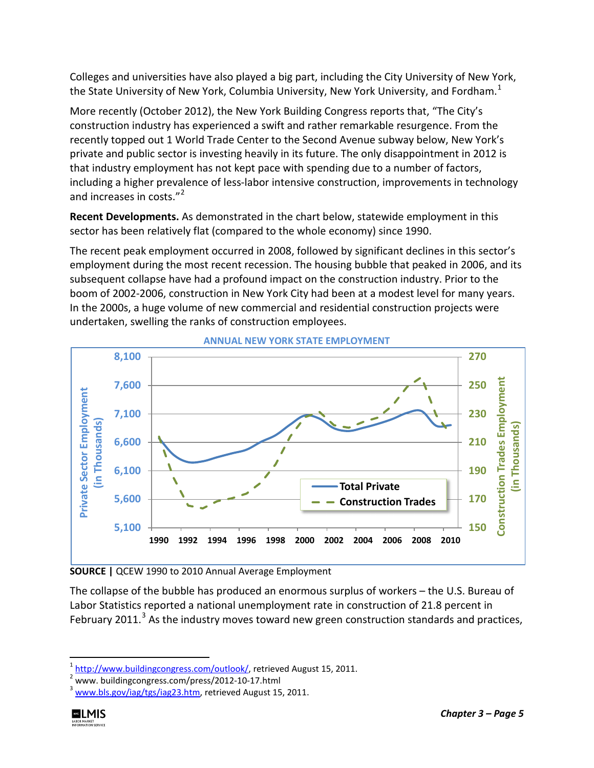Colleges and universities have also played a big part, including the City University of New York, the State University of New York, Columbia University, New York University, and Fordham.[1]

More recently (October 2012), the New York Building Congress reports that, "The City's construction industry has experienced a swift and rather remarkable resurgence. From the recently topped out 1 World Trade Center to the Second Avenue subway below, New York's private and public sector is investing heavily in its future. The only disappointment in 2012 is that industry employment has not kept pace with spending due to a number of factors, including a higher prevalence of less-labor intensive construction, improvements in technology and increases in costs."[2]

**Recent Developments.** As demonstrated in the chart below, statewide employment in this sector has been relatively flat (compared to the whole economy) since 1990.

The recent peak employment occurred in 2008, followed by significant declines in this sector's employment during the most recent recession. The housing bubble that peaked in 2006, and its subsequent collapse have had a profound impact on the construction industry. Prior to the boom of 2002-2006, construction in New York City had been at a modest level for many years. In the 2000s, a huge volume of new commercial and residential construction projects were undertaken, swelling the ranks of construction employees.

**ANNUAL NEW YORK STATE EMPLOYMENT**

**SOURCE |** QCEW 1990 to 2010 Annual Average Employment

The collapse of the bubble has produced an enormous surplus of workers – the U.S. Bureau of Labor Statistics reported a national unemployment rate in construction of 21.8 percent in February 2011.[3] As the industry moves toward new green construction standards and practices,

[1] http://www.buildingcongress.com/outlook/, retrieved August 15, 2011.

[2] www. buildingcongress.com/press/2012-10-17.html

[3] www.bls.gov/iag/tgs/iag23.htm, retrieved August 15, 2011.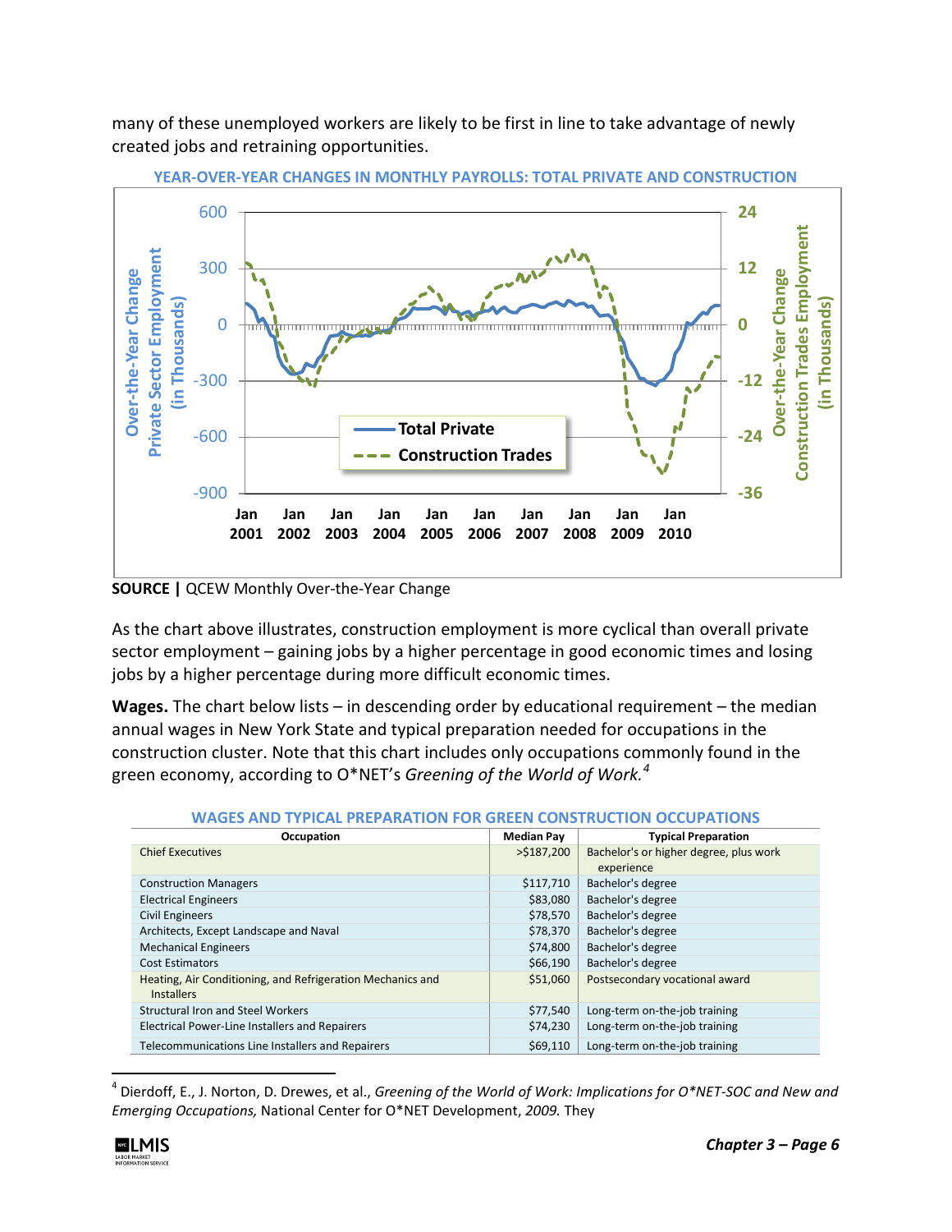many of these unemployed workers are likely to be first in line to take advantage of newly created jobs and retraining opportunities.

**YEAR-OVER-YEAR CHANGES IN MONTHLY PAYROLLS: TOTAL PRIVATE AND CONSTRUCTION**

**SOURCE |** QCEW Monthly Over-the-Year Change

As the chart above illustrates, construction employment is more cyclical than overall private sector employment – gaining jobs by a higher percentage in good economic times and losing jobs by a higher percentage during more difficult economic times.

**Wages.** The chart below lists – in descending order by educational requirement – the median annual wages in New York State and typical preparation needed for occupations in the construction cluster. Note that this chart includes only occupations commonly found in the green economy, according to O*NET's *Greening of the World of Work.*[4]

**WAGES AND TYPICAL PREPARATION FOR GREEN CONSTRUCTION OCCUPATIONS**

| Occupation | Median Pay | Typical Preparation |
|---|---|---|
| Chief Executives | >$187,200 | Bachelor's or higher degree, plus work experience |
| Construction Managers | $117,710 | Bachelor's degree |
| Electrical Engineers | $83,080 | Bachelor's degree |
| Civil Engineers | $78,570 | Bachelor's degree |
| Architects, Except Landscape and Naval | $78,370 | Bachelor's degree |
| Mechanical Engineers | $74,800 | Bachelor's degree |
| Cost Estimators | $66,190 | Bachelor's degree |
| Heating, Air Conditioning, and Refrigeration Mechanics and Installers | $51,060 | Postsecondary vocational award |
| Structural Iron and Steel Workers | $77,540 | Long-term on-the-job training |
| Electrical Power-Line Installers and Repairers | $74,230 | Long-term on-the-job training |
| Telecommunications Line Installers and Repairers | $69,110 | Long-term on-the-job training |

[4] Dierdoff, E., J. Norton, D. Drewes, et al., *Greening of the World of Work: Implications for O*NET-SOC and New and Emerging Occupations,* National Center for O*NET Development, *2009.* They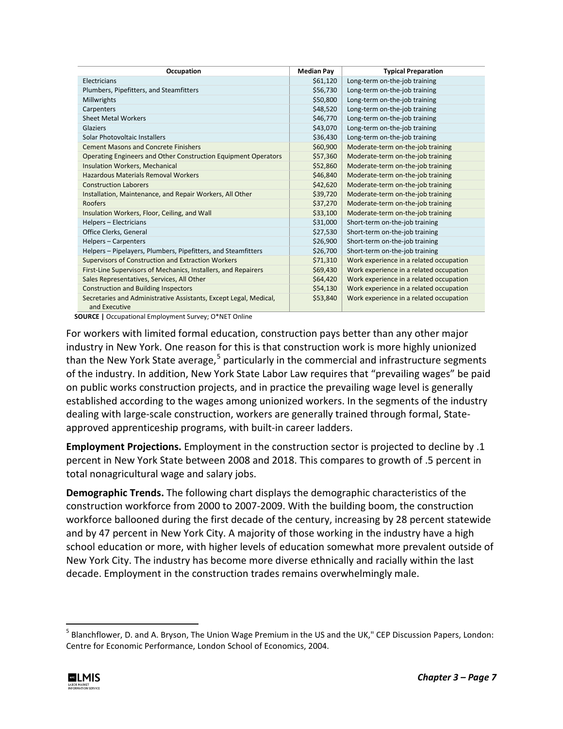| Occupation | Median Pay | Typical Preparation |
|---|---|---|
| Electricians | $61,120 | Long-term on-the-job training |
| Plumbers, Pipefitters, and Steamfitters | $56,730 | Long-term on-the-job training |
| Millwrights | $50,800 | Long-term on-the-job training |
| Carpenters | $48,520 | Long-term on-the-job training |
| Sheet Metal Workers | $46,770 | Long-term on-the-job training |
| Glaziers | $43,070 | Long-term on-the-job training |
| Solar Photovoltaic Installers | $36,430 | Long-term on-the-job training |
| Cement Masons and Concrete Finishers | $60,900 | Moderate-term on-the-job training |
| Operating Engineers and Other Construction Equipment Operators | $57,360 | Moderate-term on-the-job training |
| Insulation Workers, Mechanical | $52,860 | Moderate-term on-the-job training |
| Hazardous Materials Removal Workers | $46,840 | Moderate-term on-the-job training |
| Construction Laborers | $42,620 | Moderate-term on-the-job training |
| Installation, Maintenance, and Repair Workers, All Other | $39,720 | Moderate-term on-the-job training |
| Roofers | $37,270 | Moderate-term on-the-job training |
| Insulation Workers, Floor, Ceiling, and Wall | $33,100 | Moderate-term on-the-job training |
| Helpers – Electricians | $31,000 | Short-term on-the-job training |
| Office Clerks, General | $27,530 | Short-term on-the-job training |
| Helpers – Carpenters | $26,900 | Short-term on-the-job training |
| Helpers – Pipelayers, Plumbers, Pipefitters, and Steamfitters | $26,700 | Short-term on-the-job training |
| Supervisors of Construction and Extraction Workers | $71,310 | Work experience in a related occupation |
| First-Line Supervisors of Mechanics, Installers, and Repairers | $69,430 | Work experience in a related occupation |
| Sales Representatives, Services, All Other | $64,420 | Work experience in a related occupation |
| Construction and Building Inspectors | $54,130 | Work experience in a related occupation |
| Secretaries and Administrative Assistants, Except Legal, Medical, and Executive | $53,840 | Work experience in a related occupation |

**SOURCE |** Occupational Employment Survey; O*NET Online

For workers with limited formal education, construction pays better than any other major industry in New York. One reason for this is that construction work is more highly unionized than the New York State average,[5] particularly in the commercial and infrastructure segments of the industry. In addition, New York State Labor Law requires that "prevailing wages" be paid on public works construction projects, and in practice the prevailing wage level is generally established according to the wages among unionized workers. In the segments of the industry dealing with large-scale construction, workers are generally trained through formal, State-approved apprenticeship programs, with built-in career ladders.

**Employment Projections.** Employment in the construction sector is projected to decline by .1 percent in New York State between 2008 and 2018. This compares to growth of .5 percent in total nonagricultural wage and salary jobs.

**Demographic Trends.** The following chart displays the demographic characteristics of the construction workforce from 2000 to 2007-2009. With the building boom, the construction workforce ballooned during the first decade of the century, increasing by 28 percent statewide and by 47 percent in New York City. A majority of those working in the industry have a high school education or more, with higher levels of education somewhat more prevalent outside of New York City. The industry has become more diverse ethnically and racially within the last decade. Employment in the construction trades remains overwhelmingly male.

[5] Blanchflower, D. and A. Bryson, The Union Wage Premium in the US and the UK," CEP Discussion Papers, London: Centre for Economic Performance, London School of Economics, 2004.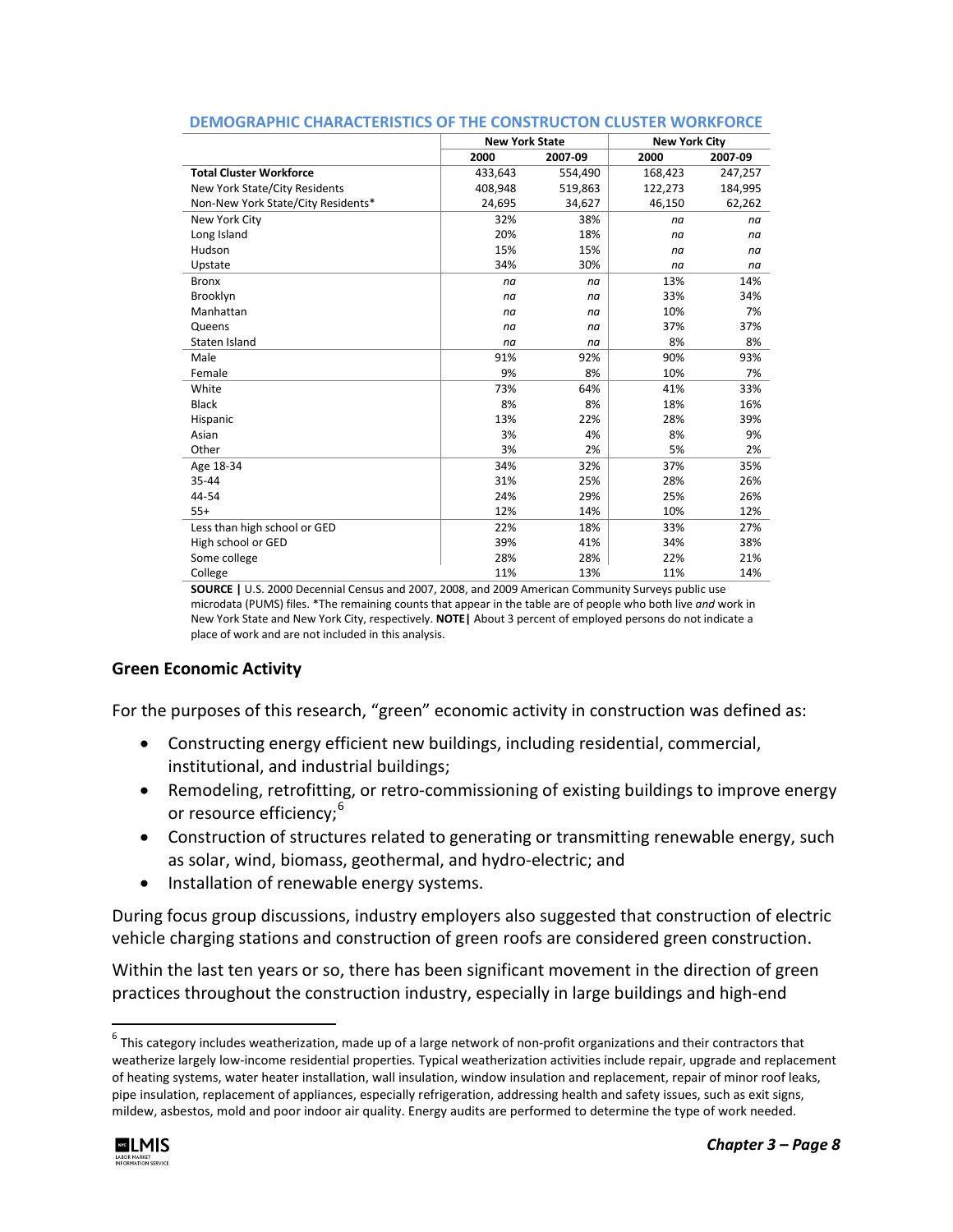**DEMOGRAPHIC CHARACTERISTICS OF THE CONSTRUCTON CLUSTER WORKFORCE**

| | New York State | | New York City | |
|---|---|---|---|---|
| | 2000 | 2007-09 | 2000 | 2007-09 |
| **Total Cluster Workforce** | 433,643 | 554,490 | 168,423 | 247,257 |
| New York State/City Residents | 408,948 | 519,863 | 122,273 | 184,995 |
| Non-New York State/City Residents* | 24,695 | 34,627 | 46,150 | 62,262 |
| New York City | 32% | 38% | *na* | *na* |
| Long Island | 20% | 18% | *na* | *na* |
| Hudson | 15% | 15% | *na* | *na* |
| Upstate | 34% | 30% | *na* | *na* |
| Bronx | *na* | *na* | 13% | 14% |
| Brooklyn | *na* | *na* | 33% | 34% |
| Manhattan | *na* | *na* | 10% | 7% |
| Queens | *na* | *na* | 37% | 37% |
| Staten Island | *na* | *na* | 8% | 8% |
| Male | 91% | 92% | 90% | 93% |
| Female | 9% | 8% | 10% | 7% |
| White | 73% | 64% | 41% | 33% |
| Black | 8% | 8% | 18% | 16% |
| Hispanic | 13% | 22% | 28% | 39% |
| Asian | 3% | 4% | 8% | 9% |
| Other | 3% | 2% | 5% | 2% |
| Age 18-34 | 34% | 32% | 37% | 35% |
| 35-44 | 31% | 25% | 28% | 26% |
| 44-54 | 24% | 29% | 25% | 26% |
| 55+ | 12% | 14% | 10% | 12% |
| Less than high school or GED | 22% | 18% | 33% | 27% |
| High school or GED | 39% | 41% | 34% | 38% |
| Some college | 28% | 28% | 22% | 21% |
| College | 11% | 13% | 11% | 14% |

**SOURCE |** U.S. 2000 Decennial Census and 2007, 2008, and 2009 American Community Surveys public use microdata (PUMS) files. *The remaining counts that appear in the table are of people who both live *and* work in New York State and New York City, respectively. **NOTE|** About 3 percent of employed persons do not indicate a place of work and are not included in this analysis.

## Green Economic Activity

For the purposes of this research, "green" economic activity in construction was defined as:

- Constructing energy efficient new buildings, including residential, commercial, institutional, and industrial buildings;
- Remodeling, retrofitting, or retro-commissioning of existing buildings to improve energy or resource efficiency;[6]
- Construction of structures related to generating or transmitting renewable energy, such as solar, wind, biomass, geothermal, and hydro-electric; and
- Installation of renewable energy systems.

During focus group discussions, industry employers also suggested that construction of electric vehicle charging stations and construction of green roofs are considered green construction.

Within the last ten years or so, there has been significant movement in the direction of green practices throughout the construction industry, especially in large buildings and high-end

[6] This category includes weatherization, made up of a large network of non-profit organizations and their contractors that weatherize largely low-income residential properties. Typical weatherization activities include repair, upgrade and replacement of heating systems, water heater installation, wall insulation, window insulation and replacement, repair of minor roof leaks, pipe insulation, replacement of appliances, especially refrigeration, addressing health and safety issues, such as exit signs, mildew, asbestos, mold and poor indoor air quality. Energy audits are performed to determine the type of work needed.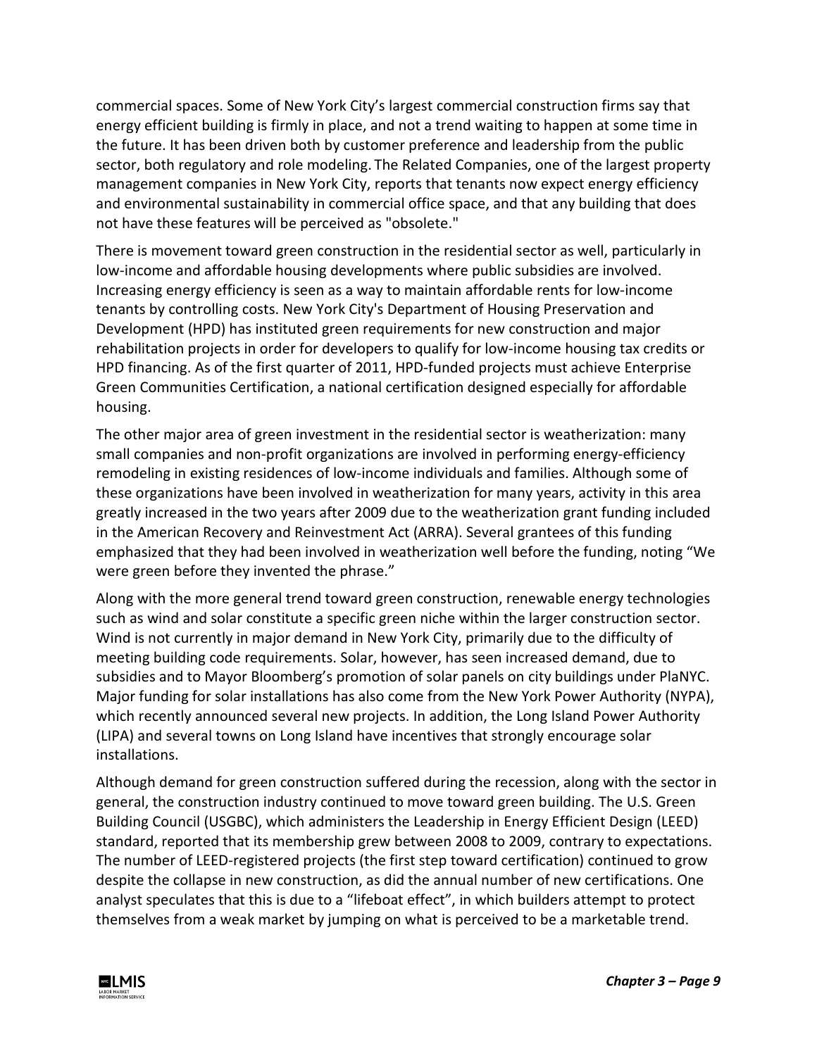commercial spaces. Some of New York City's largest commercial construction firms say that energy efficient building is firmly in place, and not a trend waiting to happen at some time in the future. It has been driven both by customer preference and leadership from the public sector, both regulatory and role modeling. The Related Companies, one of the largest property management companies in New York City, reports that tenants now expect energy efficiency and environmental sustainability in commercial office space, and that any building that does not have these features will be perceived as "obsolete."

There is movement toward green construction in the residential sector as well, particularly in low-income and affordable housing developments where public subsidies are involved. Increasing energy efficiency is seen as a way to maintain affordable rents for low-income tenants by controlling costs. New York City's Department of Housing Preservation and Development (HPD) has instituted green requirements for new construction and major rehabilitation projects in order for developers to qualify for low-income housing tax credits or HPD financing. As of the first quarter of 2011, HPD-funded projects must achieve Enterprise Green Communities Certification, a national certification designed especially for affordable housing.

The other major area of green investment in the residential sector is weatherization: many small companies and non-profit organizations are involved in performing energy-efficiency remodeling in existing residences of low-income individuals and families. Although some of these organizations have been involved in weatherization for many years, activity in this area greatly increased in the two years after 2009 due to the weatherization grant funding included in the American Recovery and Reinvestment Act (ARRA). Several grantees of this funding emphasized that they had been involved in weatherization well before the funding, noting "We were green before they invented the phrase."

Along with the more general trend toward green construction, renewable energy technologies such as wind and solar constitute a specific green niche within the larger construction sector. Wind is not currently in major demand in New York City, primarily due to the difficulty of meeting building code requirements. Solar, however, has seen increased demand, due to subsidies and to Mayor Bloomberg's promotion of solar panels on city buildings under PlaNYC. Major funding for solar installations has also come from the New York Power Authority (NYPA), which recently announced several new projects. In addition, the Long Island Power Authority (LIPA) and several towns on Long Island have incentives that strongly encourage solar installations.

Although demand for green construction suffered during the recession, along with the sector in general, the construction industry continued to move toward green building. The U.S. Green Building Council (USGBC), which administers the Leadership in Energy Efficient Design (LEED) standard, reported that its membership grew between 2008 to 2009, contrary to expectations. The number of LEED-registered projects (the first step toward certification) continued to grow despite the collapse in new construction, as did the annual number of new certifications. One analyst speculates that this is due to a "lifeboat effect", in which builders attempt to protect themselves from a weak market by jumping on what is perceived to be a marketable trend.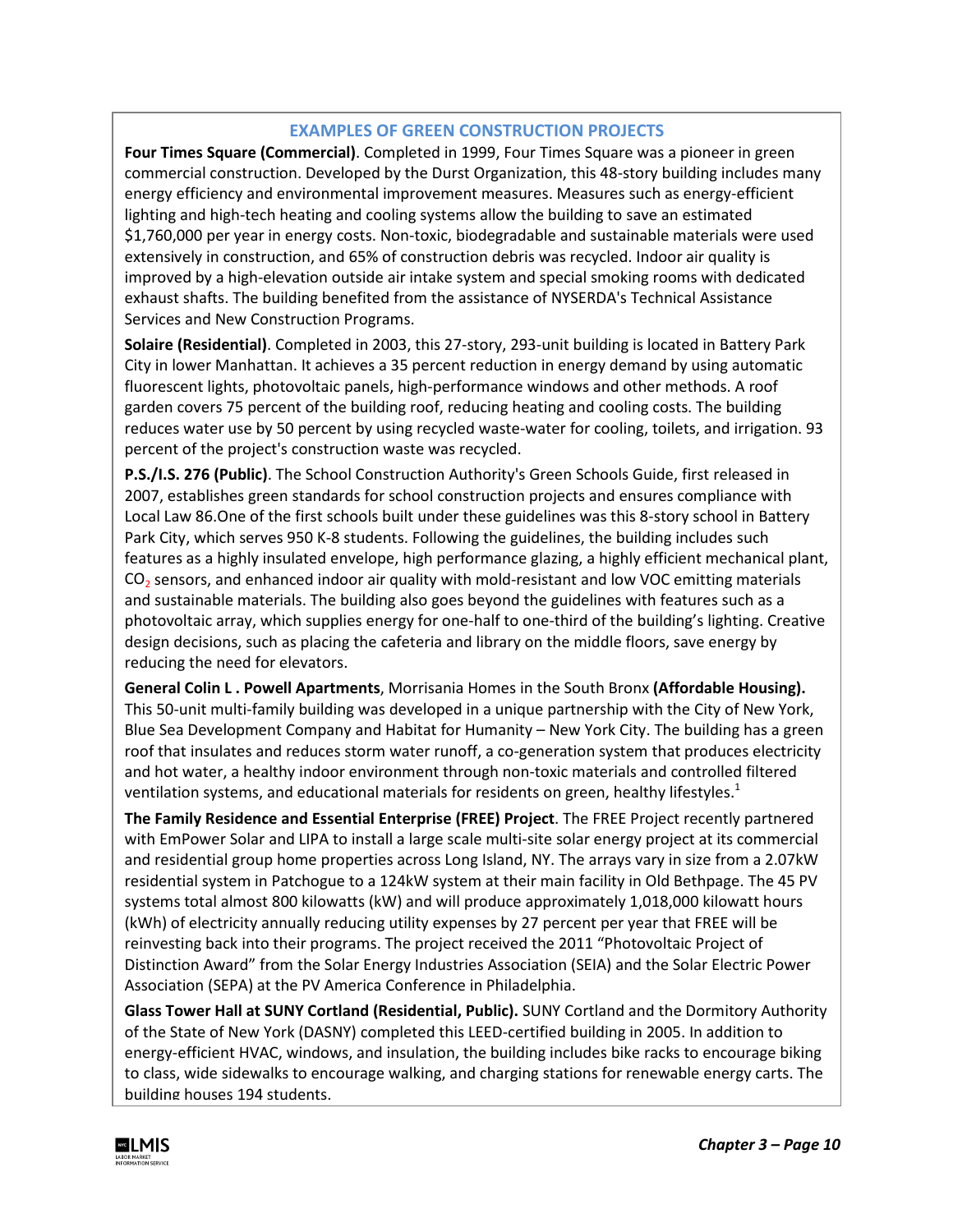## EXAMPLES OF GREEN CONSTRUCTION PROJECTS

**Four Times Square (Commercial)**. Completed in 1999, Four Times Square was a pioneer in green commercial construction. Developed by the Durst Organization, this 48-story building includes many energy efficiency and environmental improvement measures. Measures such as energy-efficient lighting and high-tech heating and cooling systems allow the building to save an estimated $1,760,000 per year in energy costs. Non-toxic, biodegradable and sustainable materials were used extensively in construction, and 65% of construction debris was recycled. Indoor air quality is improved by a high-elevation outside air intake system and special smoking rooms with dedicated exhaust shafts. The building benefited from the assistance of NYSERDA's Technical Assistance Services and New Construction Programs.

**Solaire (Residential)**. Completed in 2003, this 27-story, 293-unit building is located in Battery Park City in lower Manhattan. It achieves a 35 percent reduction in energy demand by using automatic fluorescent lights, photovoltaic panels, high-performance windows and other methods. A roof garden covers 75 percent of the building roof, reducing heating and cooling costs. The building reduces water use by 50 percent by using recycled waste-water for cooling, toilets, and irrigation. 93 percent of the project's construction waste was recycled.

**P.S./I.S. 276 (Public)**. The School Construction Authority's Green Schools Guide, first released in 2007, establishes green standards for school construction projects and ensures compliance with Local Law 86.One of the first schools built under these guidelines was this 8-story school in Battery Park City, which serves 950 K-8 students. Following the guidelines, the building includes such features as a highly insulated envelope, high performance glazing, a highly efficient mechanical plant, $CO_2$ sensors, and enhanced indoor air quality with mold-resistant and low VOC emitting materials and sustainable materials. The building also goes beyond the guidelines with features such as a photovoltaic array, which supplies energy for one-half to one-third of the building's lighting. Creative design decisions, such as placing the cafeteria and library on the middle floors, save energy by reducing the need for elevators.

**General Colin L . Powell Apartments**, Morrisania Homes in the South Bronx **(Affordable Housing).** This 50-unit multi-family building was developed in a unique partnership with the City of New York, Blue Sea Development Company and Habitat for Humanity – New York City. The building has a green roof that insulates and reduces storm water runoff, a co-generation system that produces electricity and hot water, a healthy indoor environment through non-toxic materials and controlled filtered ventilation systems, and educational materials for residents on green, healthy lifestyles.[1]

**The Family Residence and Essential Enterprise (FREE) Project**. The FREE Project recently partnered with EmPower Solar and LIPA to install a large scale multi-site solar energy project at its commercial and residential group home properties across Long Island, NY. The arrays vary in size from a 2.07kW residential system in Patchogue to a 124kW system at their main facility in Old Bethpage. The 45 PV systems total almost 800 kilowatts (kW) and will produce approximately 1,018,000 kilowatt hours (kWh) of electricity annually reducing utility expenses by 27 percent per year that FREE will be reinvesting back into their programs. The project received the 2011 "Photovoltaic Project of Distinction Award" from the Solar Energy Industries Association (SEIA) and the Solar Electric Power Association (SEPA) at the PV America Conference in Philadelphia.

**Glass Tower Hall at SUNY Cortland (Residential, Public).** SUNY Cortland and the Dormitory Authority of the State of New York (DASNY) completed this LEED-certified building in 2005. In addition to energy-efficient HVAC, windows, and insulation, the building includes bike racks to encourage biking to class, wide sidewalks to encourage walking, and charging stations for renewable energy carts. The building houses 194 students.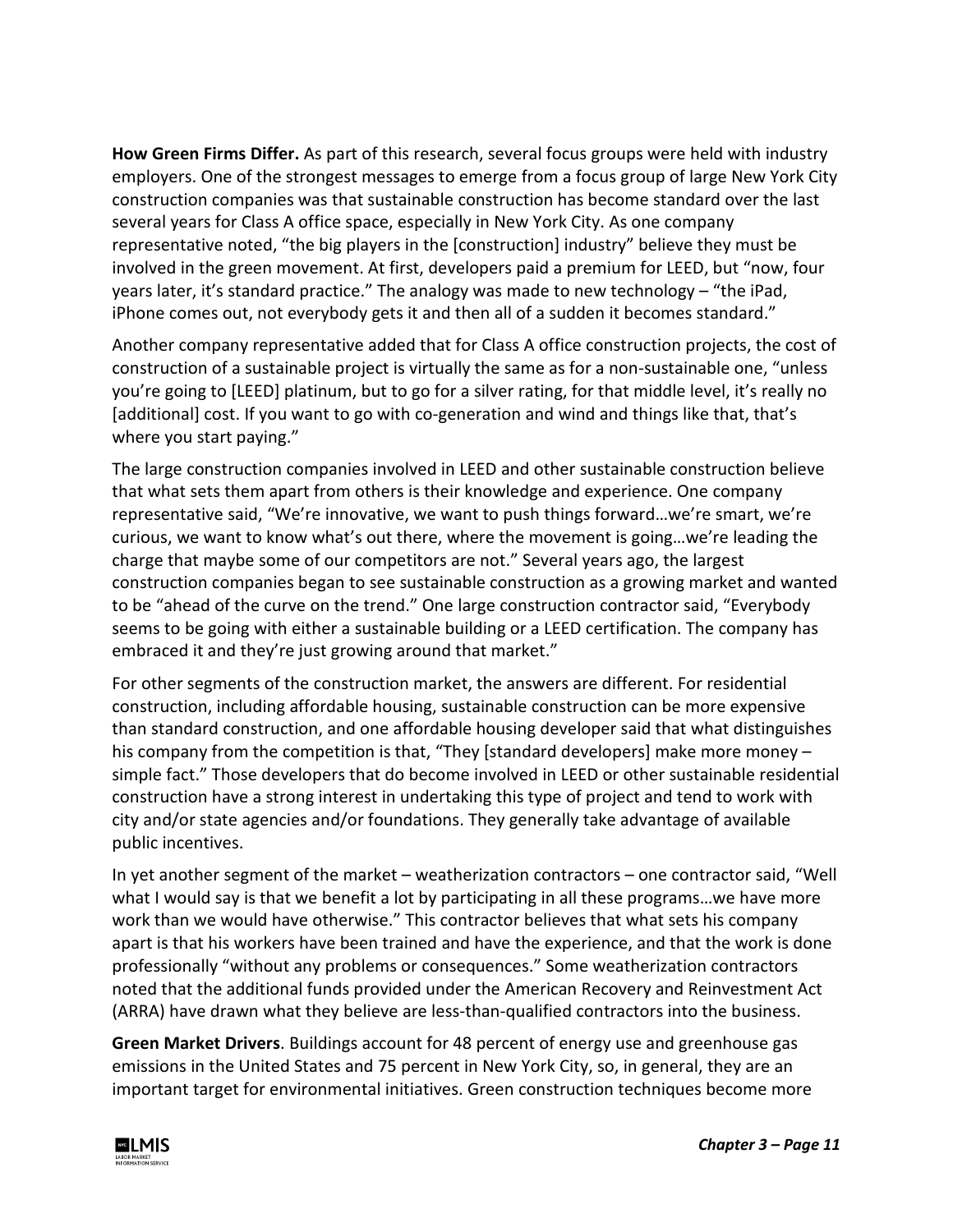**How Green Firms Differ.** As part of this research, several focus groups were held with industry employers. One of the strongest messages to emerge from a focus group of large New York City construction companies was that sustainable construction has become standard over the last several years for Class A office space, especially in New York City. As one company representative noted, "the big players in the [construction] industry" believe they must be involved in the green movement. At first, developers paid a premium for LEED, but "now, four years later, it's standard practice." The analogy was made to new technology – "the iPad, iPhone comes out, not everybody gets it and then all of a sudden it becomes standard."

Another company representative added that for Class A office construction projects, the cost of construction of a sustainable project is virtually the same as for a non-sustainable one, "unless you're going to [LEED] platinum, but to go for a silver rating, for that middle level, it's really no [additional] cost. If you want to go with co-generation and wind and things like that, that's where you start paying."

The large construction companies involved in LEED and other sustainable construction believe that what sets them apart from others is their knowledge and experience. One company representative said, "We're innovative, we want to push things forward…we're smart, we're curious, we want to know what's out there, where the movement is going…we're leading the charge that maybe some of our competitors are not." Several years ago, the largest construction companies began to see sustainable construction as a growing market and wanted to be "ahead of the curve on the trend." One large construction contractor said, "Everybody seems to be going with either a sustainable building or a LEED certification. The company has embraced it and they're just growing around that market."

For other segments of the construction market, the answers are different. For residential construction, including affordable housing, sustainable construction can be more expensive than standard construction, and one affordable housing developer said that what distinguishes his company from the competition is that, "They [standard developers] make more money – simple fact." Those developers that do become involved in LEED or other sustainable residential construction have a strong interest in undertaking this type of project and tend to work with city and/or state agencies and/or foundations. They generally take advantage of available public incentives.

In yet another segment of the market – weatherization contractors – one contractor said, "Well what I would say is that we benefit a lot by participating in all these programs…we have more work than we would have otherwise." This contractor believes that what sets his company apart is that his workers have been trained and have the experience, and that the work is done professionally "without any problems or consequences." Some weatherization contractors noted that the additional funds provided under the American Recovery and Reinvestment Act (ARRA) have drawn what they believe are less-than-qualified contractors into the business.

**Green Market Drivers**. Buildings account for 48 percent of energy use and greenhouse gas emissions in the United States and 75 percent in New York City, so, in general, they are an important target for environmental initiatives. Green construction techniques become more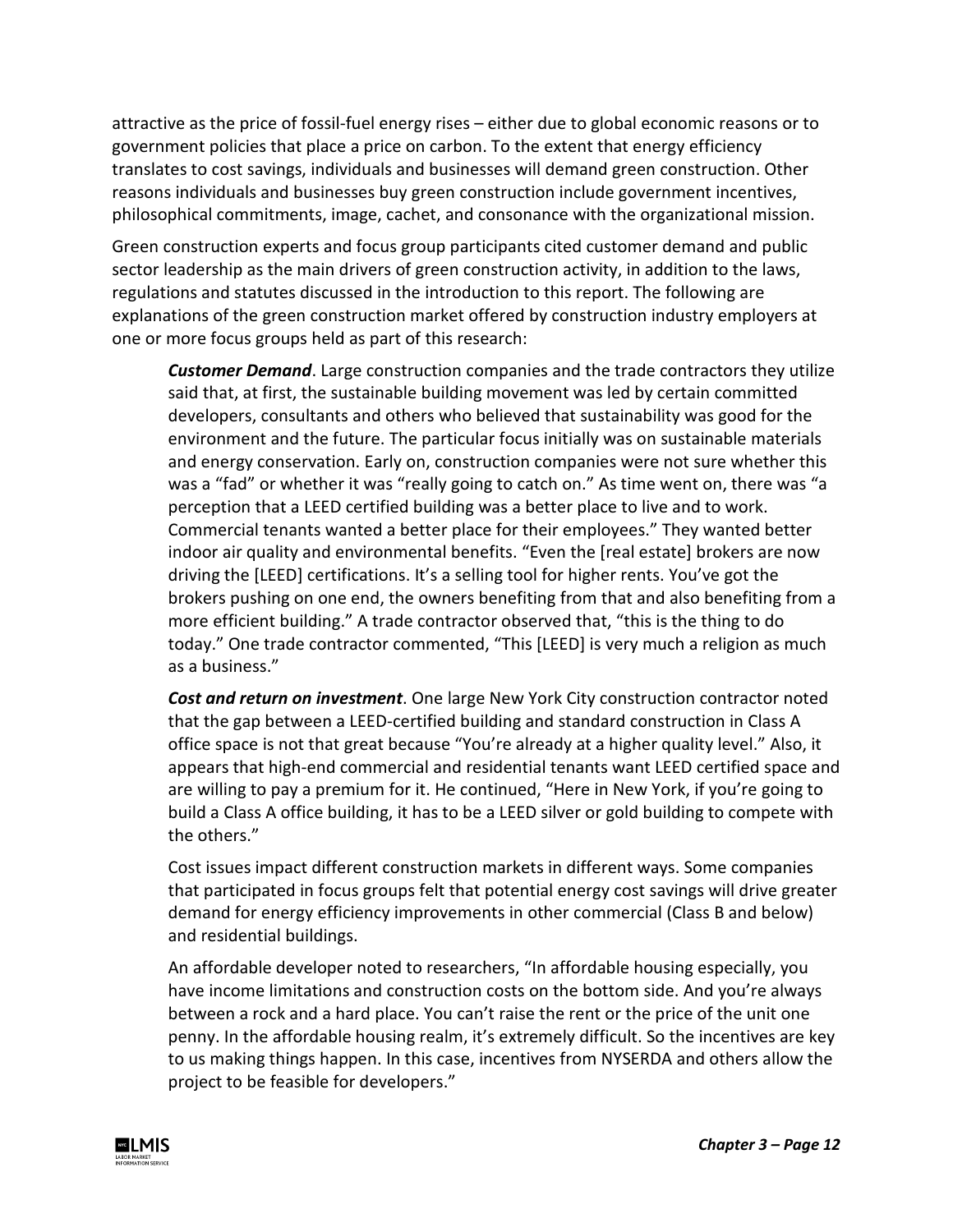attractive as the price of fossil-fuel energy rises – either due to global economic reasons or to government policies that place a price on carbon. To the extent that energy efficiency translates to cost savings, individuals and businesses will demand green construction. Other reasons individuals and businesses buy green construction include government incentives, philosophical commitments, image, cachet, and consonance with the organizational mission.

Green construction experts and focus group participants cited customer demand and public sector leadership as the main drivers of green construction activity, in addition to the laws, regulations and statutes discussed in the introduction to this report. The following are explanations of the green construction market offered by construction industry employers at one or more focus groups held as part of this research:

> ***Customer Demand***. Large construction companies and the trade contractors they utilize said that, at first, the sustainable building movement was led by certain committed developers, consultants and others who believed that sustainability was good for the environment and the future. The particular focus initially was on sustainable materials and energy conservation. Early on, construction companies were not sure whether this was a "fad" or whether it was "really going to catch on." As time went on, there was "a perception that a LEED certified building was a better place to live and to work. Commercial tenants wanted a better place for their employees." They wanted better indoor air quality and environmental benefits. "Even the [real estate] brokers are now driving the [LEED] certifications. It's a selling tool for higher rents. You've got the brokers pushing on one end, the owners benefiting from that and also benefiting from a more efficient building." A trade contractor observed that, "this is the thing to do today." One trade contractor commented, "This [LEED] is very much a religion as much as a business."
>
> ***Cost and return on investment***. One large New York City construction contractor noted that the gap between a LEED-certified building and standard construction in Class A office space is not that great because "You're already at a higher quality level." Also, it appears that high-end commercial and residential tenants want LEED certified space and are willing to pay a premium for it. He continued, "Here in New York, if you're going to build a Class A office building, it has to be a LEED silver or gold building to compete with the others."
>
> Cost issues impact different construction markets in different ways. Some companies that participated in focus groups felt that potential energy cost savings will drive greater demand for energy efficiency improvements in other commercial (Class B and below) and residential buildings.
>
> An affordable developer noted to researchers, "In affordable housing especially, you have income limitations and construction costs on the bottom side. And you're always between a rock and a hard place. You can't raise the rent or the price of the unit one penny. In the affordable housing realm, it's extremely difficult. So the incentives are key to us making things happen. In this case, incentives from NYSERDA and others allow the project to be feasible for developers."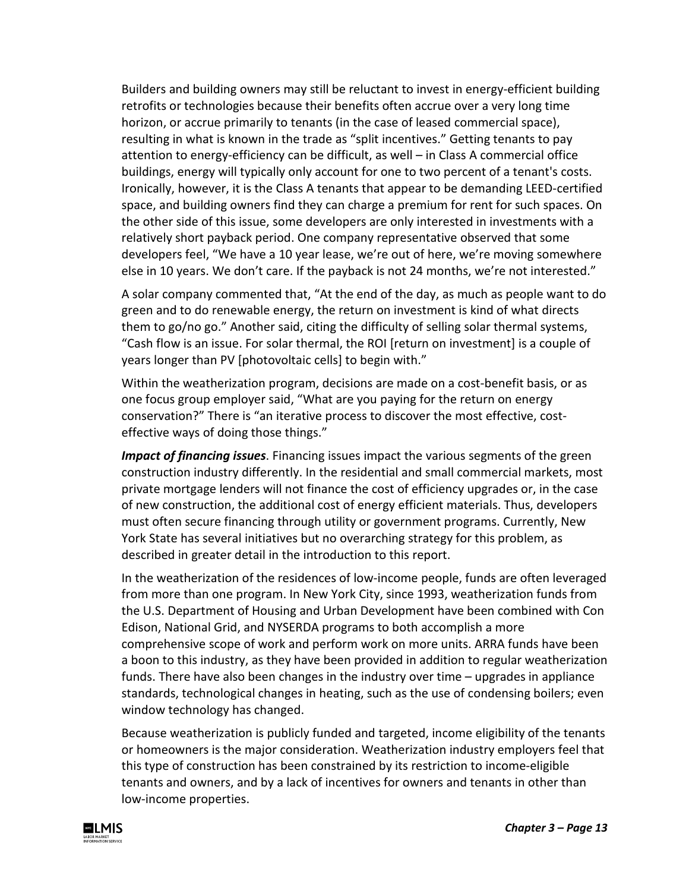Builders and building owners may still be reluctant to invest in energy-efficient building retrofits or technologies because their benefits often accrue over a very long time horizon, or accrue primarily to tenants (in the case of leased commercial space), resulting in what is known in the trade as "split incentives." Getting tenants to pay attention to energy-efficiency can be difficult, as well – in Class A commercial office buildings, energy will typically only account for one to two percent of a tenant's costs. Ironically, however, it is the Class A tenants that appear to be demanding LEED-certified space, and building owners find they can charge a premium for rent for such spaces. On the other side of this issue, some developers are only interested in investments with a relatively short payback period. One company representative observed that some developers feel, "We have a 10 year lease, we're out of here, we're moving somewhere else in 10 years. We don't care. If the payback is not 24 months, we're not interested."

A solar company commented that, "At the end of the day, as much as people want to do green and to do renewable energy, the return on investment is kind of what directs them to go/no go." Another said, citing the difficulty of selling solar thermal systems, "Cash flow is an issue. For solar thermal, the ROI [return on investment] is a couple of years longer than PV [photovoltaic cells] to begin with."

Within the weatherization program, decisions are made on a cost-benefit basis, or as one focus group employer said, "What are you paying for the return on energy conservation?" There is "an iterative process to discover the most effective, cost-effective ways of doing those things."

***Impact of financing issues***. Financing issues impact the various segments of the green construction industry differently. In the residential and small commercial markets, most private mortgage lenders will not finance the cost of efficiency upgrades or, in the case of new construction, the additional cost of energy efficient materials. Thus, developers must often secure financing through utility or government programs. Currently, New York State has several initiatives but no overarching strategy for this problem, as described in greater detail in the introduction to this report.

In the weatherization of the residences of low-income people, funds are often leveraged from more than one program. In New York City, since 1993, weatherization funds from the U.S. Department of Housing and Urban Development have been combined with Con Edison, National Grid, and NYSERDA programs to both accomplish a more comprehensive scope of work and perform work on more units. ARRA funds have been a boon to this industry, as they have been provided in addition to regular weatherization funds. There have also been changes in the industry over time – upgrades in appliance standards, technological changes in heating, such as the use of condensing boilers; even window technology has changed.

Because weatherization is publicly funded and targeted, income eligibility of the tenants or homeowners is the major consideration. Weatherization industry employers feel that this type of construction has been constrained by its restriction to income-eligible tenants and owners, and by a lack of incentives for owners and tenants in other than low-income properties.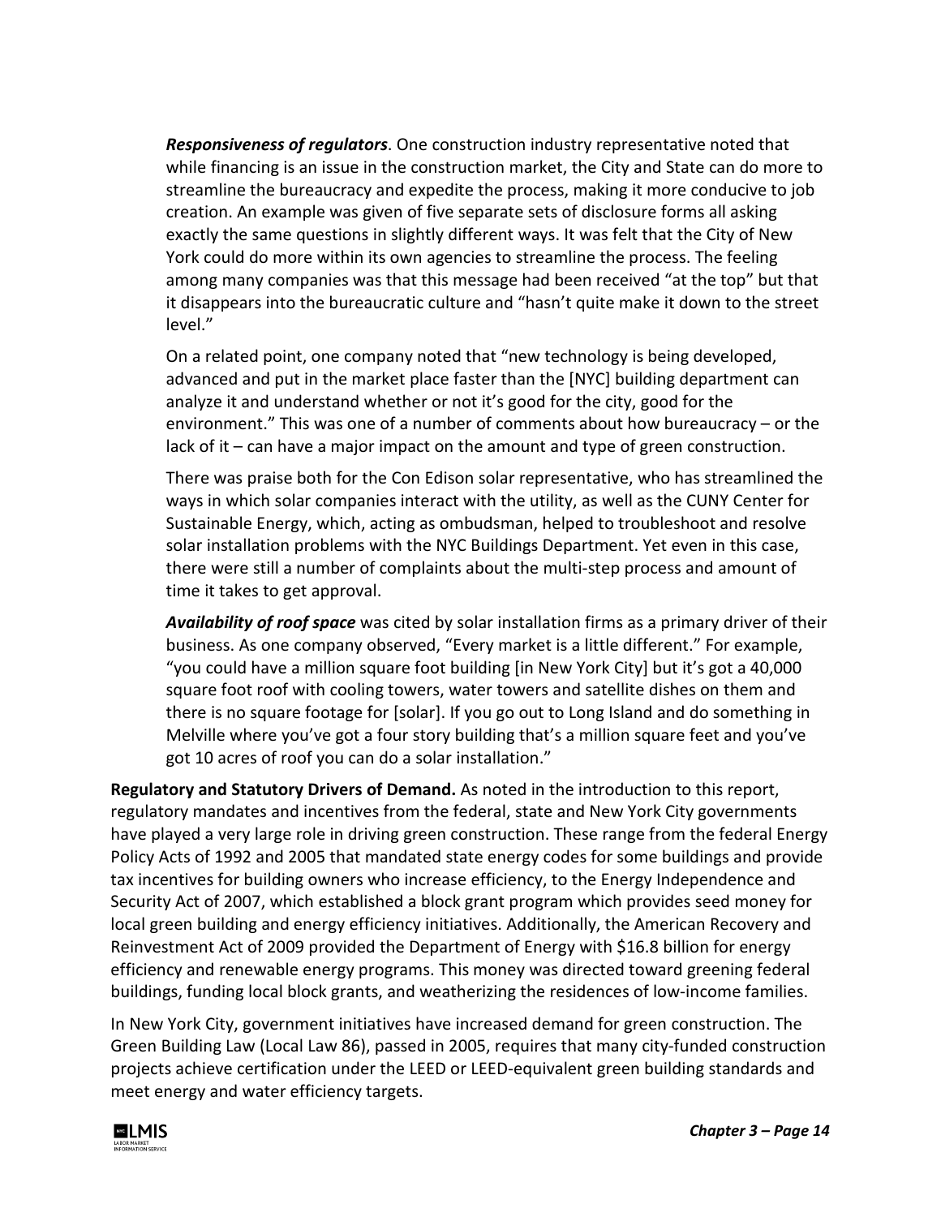*Responsiveness of regulators*. One construction industry representative noted that while financing is an issue in the construction market, the City and State can do more to streamline the bureaucracy and expedite the process, making it more conducive to job creation. An example was given of five separate sets of disclosure forms all asking exactly the same questions in slightly different ways. It was felt that the City of New York could do more within its own agencies to streamline the process. The feeling among many companies was that this message had been received "at the top" but that it disappears into the bureaucratic culture and "hasn't quite make it down to the street level."

On a related point, one company noted that "new technology is being developed, advanced and put in the market place faster than the [NYC] building department can analyze it and understand whether or not it's good for the city, good for the environment." This was one of a number of comments about how bureaucracy – or the lack of it – can have a major impact on the amount and type of green construction.

There was praise both for the Con Edison solar representative, who has streamlined the ways in which solar companies interact with the utility, as well as the CUNY Center for Sustainable Energy, which, acting as ombudsman, helped to troubleshoot and resolve solar installation problems with the NYC Buildings Department. Yet even in this case, there were still a number of complaints about the multi-step process and amount of time it takes to get approval.

***Availability of roof space*** was cited by solar installation firms as a primary driver of their business. As one company observed, "Every market is a little different." For example, "you could have a million square foot building [in New York City] but it's got a 40,000 square foot roof with cooling towers, water towers and satellite dishes on them and there is no square footage for [solar]. If you go out to Long Island and do something in Melville where you've got a four story building that's a million square feet and you've got 10 acres of roof you can do a solar installation."

**Regulatory and Statutory Drivers of Demand.** As noted in the introduction to this report, regulatory mandates and incentives from the federal, state and New York City governments have played a very large role in driving green construction. These range from the federal Energy Policy Acts of 1992 and 2005 that mandated state energy codes for some buildings and provide tax incentives for building owners who increase efficiency, to the Energy Independence and Security Act of 2007, which established a block grant program which provides seed money for local green building and energy efficiency initiatives. Additionally, the American Recovery and Reinvestment Act of 2009 provided the Department of Energy with $16.8 billion for energy efficiency and renewable energy programs. This money was directed toward greening federal buildings, funding local block grants, and weatherizing the residences of low-income families.

In New York City, government initiatives have increased demand for green construction. The Green Building Law (Local Law 86), passed in 2005, requires that many city-funded construction projects achieve certification under the LEED or LEED-equivalent green building standards and meet energy and water efficiency targets.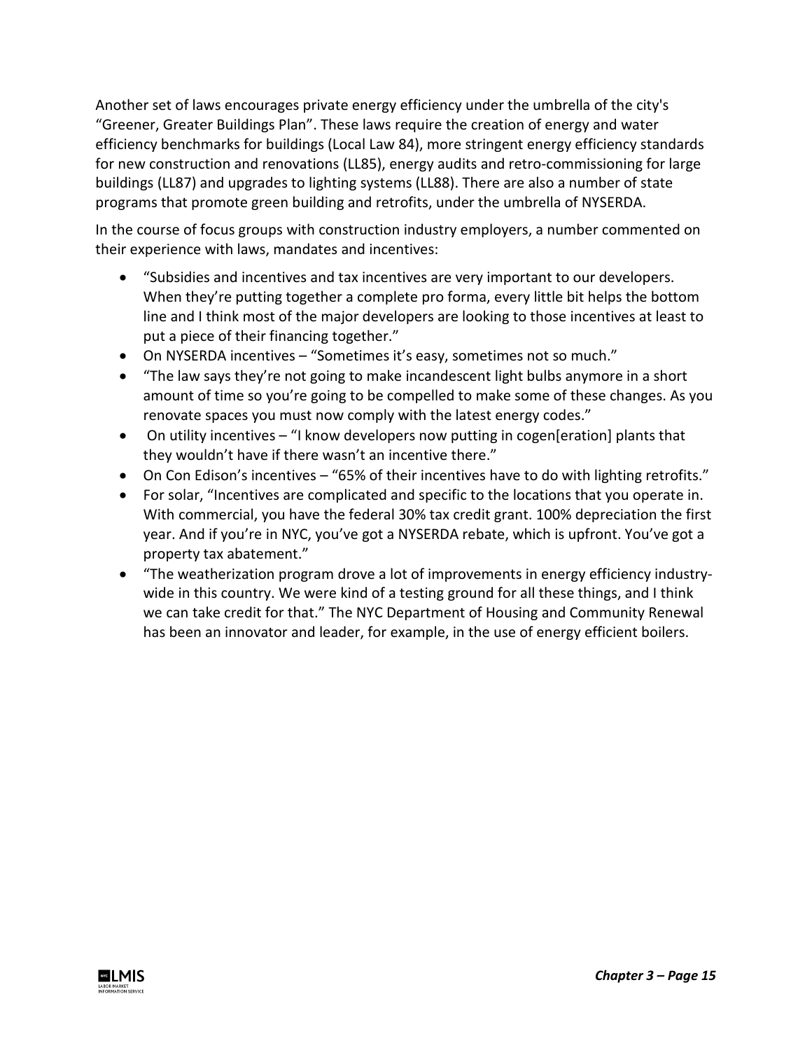Another set of laws encourages private energy efficiency under the umbrella of the city's "Greener, Greater Buildings Plan". These laws require the creation of energy and water efficiency benchmarks for buildings (Local Law 84), more stringent energy efficiency standards for new construction and renovations (LL85), energy audits and retro-commissioning for large buildings (LL87) and upgrades to lighting systems (LL88). There are also a number of state programs that promote green building and retrofits, under the umbrella of NYSERDA.

In the course of focus groups with construction industry employers, a number commented on their experience with laws, mandates and incentives:

- "Subsidies and incentives and tax incentives are very important to our developers. When they're putting together a complete pro forma, every little bit helps the bottom line and I think most of the major developers are looking to those incentives at least to put a piece of their financing together."
- On NYSERDA incentives – "Sometimes it's easy, sometimes not so much."
- "The law says they're not going to make incandescent light bulbs anymore in a short amount of time so you're going to be compelled to make some of these changes. As you renovate spaces you must now comply with the latest energy codes."
- On utility incentives – "I know developers now putting in cogen[eration] plants that they wouldn't have if there wasn't an incentive there."
- On Con Edison's incentives – "65% of their incentives have to do with lighting retrofits."
- For solar, "Incentives are complicated and specific to the locations that you operate in. With commercial, you have the federal 30% tax credit grant. 100% depreciation the first year. And if you're in NYC, you've got a NYSERDA rebate, which is upfront. You've got a property tax abatement."
- "The weatherization program drove a lot of improvements in energy efficiency industry-wide in this country. We were kind of a testing ground for all these things, and I think we can take credit for that." The NYC Department of Housing and Community Renewal has been an innovator and leader, for example, in the use of energy efficient boilers.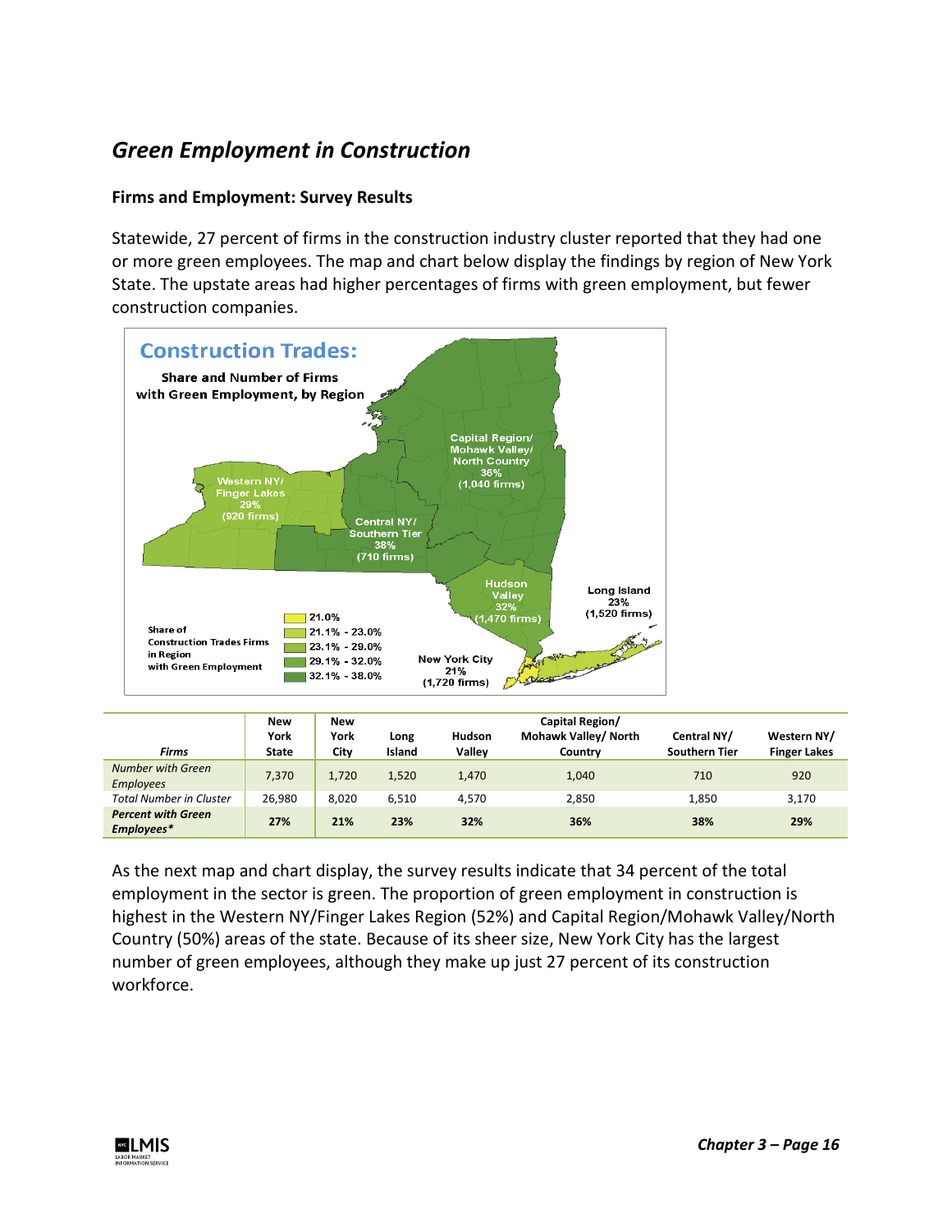## *Green Employment in Construction*

### Firms and Employment: Survey Results

Statewide, 27 percent of firms in the construction industry cluster reported that they had one or more green employees. The map and chart below display the findings by region of New York State. The upstate areas had higher percentages of firms with green employment, but fewer construction companies.

**Construction Trades:**

**Share and Number of Firms with Green Employment, by Region**

Capital Region/ Mohawk Valley/ North Country 36% (1,040 firms)

Western NY/ Finger Lakes 29% (920 firms)

Central NY/ Southern Tier 38% (710 firms)

Hudson Valley 32% (1,470 firms)

Long Island 23% (1,520 firms)

New York City 21% (1,720 firms)

Share of Construction Trades Firms in Region with Green Employment: 21.0%; 21.1% - 23.0%; 23.1% - 29.0%; 29.1% - 32.0%; 32.1% - 38.0%

| *Firms* | New York State | New York City | Long Island | Hudson Valley | Capital Region/ Mohawk Valley/ North Country | Central NY/ Southern Tier | Western NY/ Finger Lakes |
|---|---|---|---|---|---|---|---|
| *Number with Green Employees* | 7,370 | 1,720 | 1,520 | 1,470 | 1,040 | 710 | 920 |
| *Total Number in Cluster* | 26,980 | 8,020 | 6,510 | 4,570 | 2,850 | 1,850 | 3,170 |
| ***Percent with Green Employees**** | **27%** | **21%** | **23%** | **32%** | **36%** | **38%** | **29%** |

As the next map and chart display, the survey results indicate that 34 percent of the total employment in the sector is green. The proportion of green employment in construction is highest in the Western NY/Finger Lakes Region (52%) and Capital Region/Mohawk Valley/North Country (50%) areas of the state. Because of its sheer size, New York City has the largest number of green employees, although they make up just 27 percent of its construction workforce.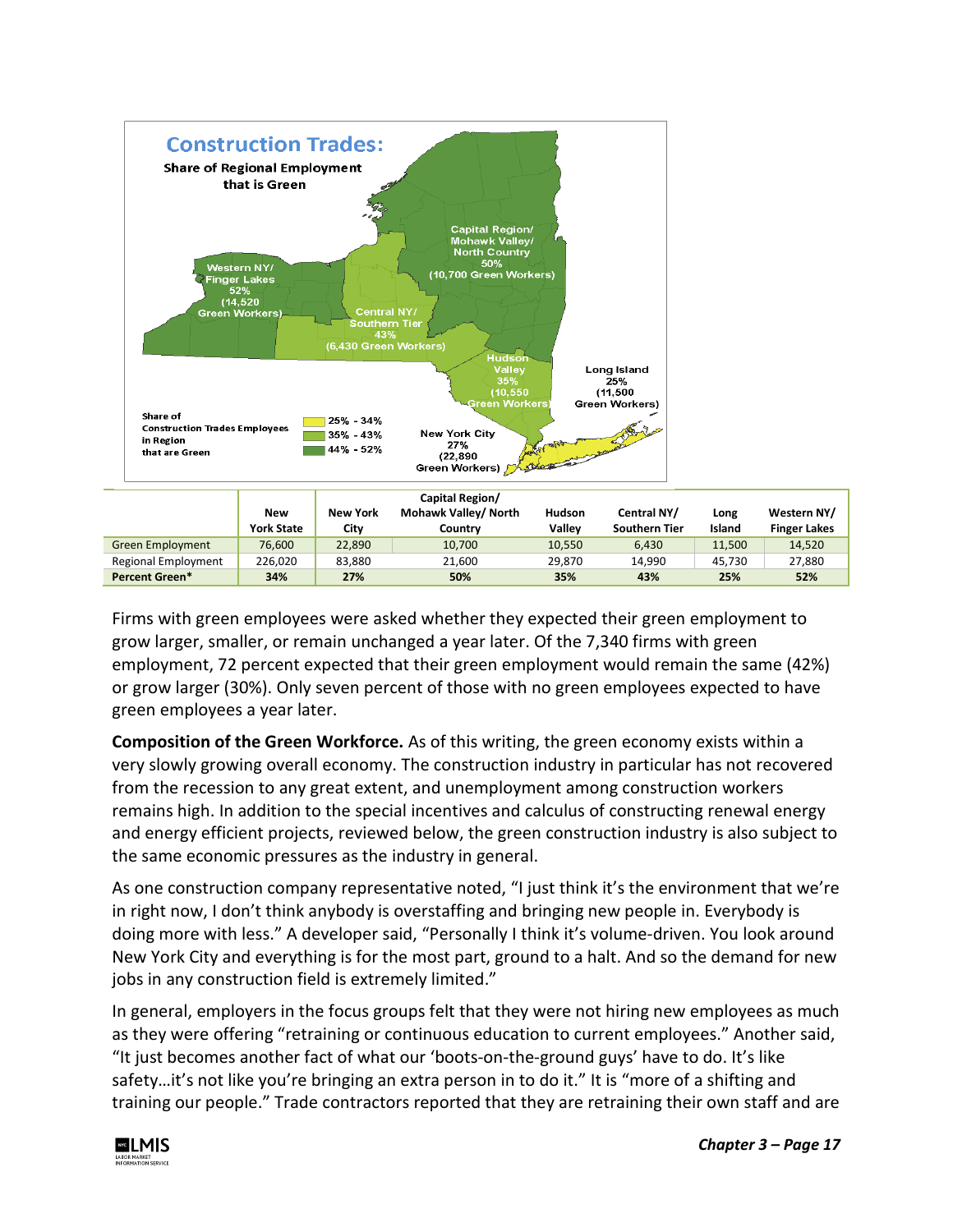**Construction Trades:**
Share of Regional Employment that is Green

Western NY/ Finger Lakes 52% (14,520 Green Workers)

Capital Region/ Mohawk Valley/ North Country 50% (10,700 Green Workers)

Central NY/ Southern Tier 43% (6,430 Green Workers)

Hudson Valley 35% (10,550 Green Workers)

Long Island 25% (11,500 Green Workers)

New York City 27% (22,890 Green Workers)

Share of Construction Trades Employees in Region that are Green: 25% - 34%; 35% - 43%; 44% - 52%

| | New York State | New York City | Capital Region/ Mohawk Valley/ North Country | Hudson Valley | Central NY/ Southern Tier | Long Island | Western NY/ Finger Lakes |
|---|---|---|---|---|---|---|---|
| Green Employment | 76,600 | 22,890 | 10,700 | 10,550 | 6,430 | 11,500 | 14,520 |
| Regional Employment | 226,020 | 83,880 | 21,600 | 29,870 | 14,990 | 45,730 | 27,880 |
| **Percent Green*** | **34%** | **27%** | **50%** | **35%** | **43%** | **25%** | **52%** |

Firms with green employees were asked whether they expected their green employment to grow larger, smaller, or remain unchanged a year later. Of the 7,340 firms with green employment, 72 percent expected that their green employment would remain the same (42%) or grow larger (30%). Only seven percent of those with no green employees expected to have green employees a year later.

**Composition of the Green Workforce.** As of this writing, the green economy exists within a very slowly growing overall economy. The construction industry in particular has not recovered from the recession to any great extent, and unemployment among construction workers remains high. In addition to the special incentives and calculus of constructing renewal energy and energy efficient projects, reviewed below, the green construction industry is also subject to the same economic pressures as the industry in general.

As one construction company representative noted, "I just think it's the environment that we're in right now, I don't think anybody is overstaffing and bringing new people in. Everybody is doing more with less." A developer said, "Personally I think it's volume-driven. You look around New York City and everything is for the most part, ground to a halt. And so the demand for new jobs in any construction field is extremely limited."

In general, employers in the focus groups felt that they were not hiring new employees as much as they were offering "retraining or continuous education to current employees." Another said, "It just becomes another fact of what our 'boots-on-the-ground guys' have to do. It's like safety…it's not like you're bringing an extra person in to do it." It is "more of a shifting and training our people." Trade contractors reported that they are retraining their own staff and are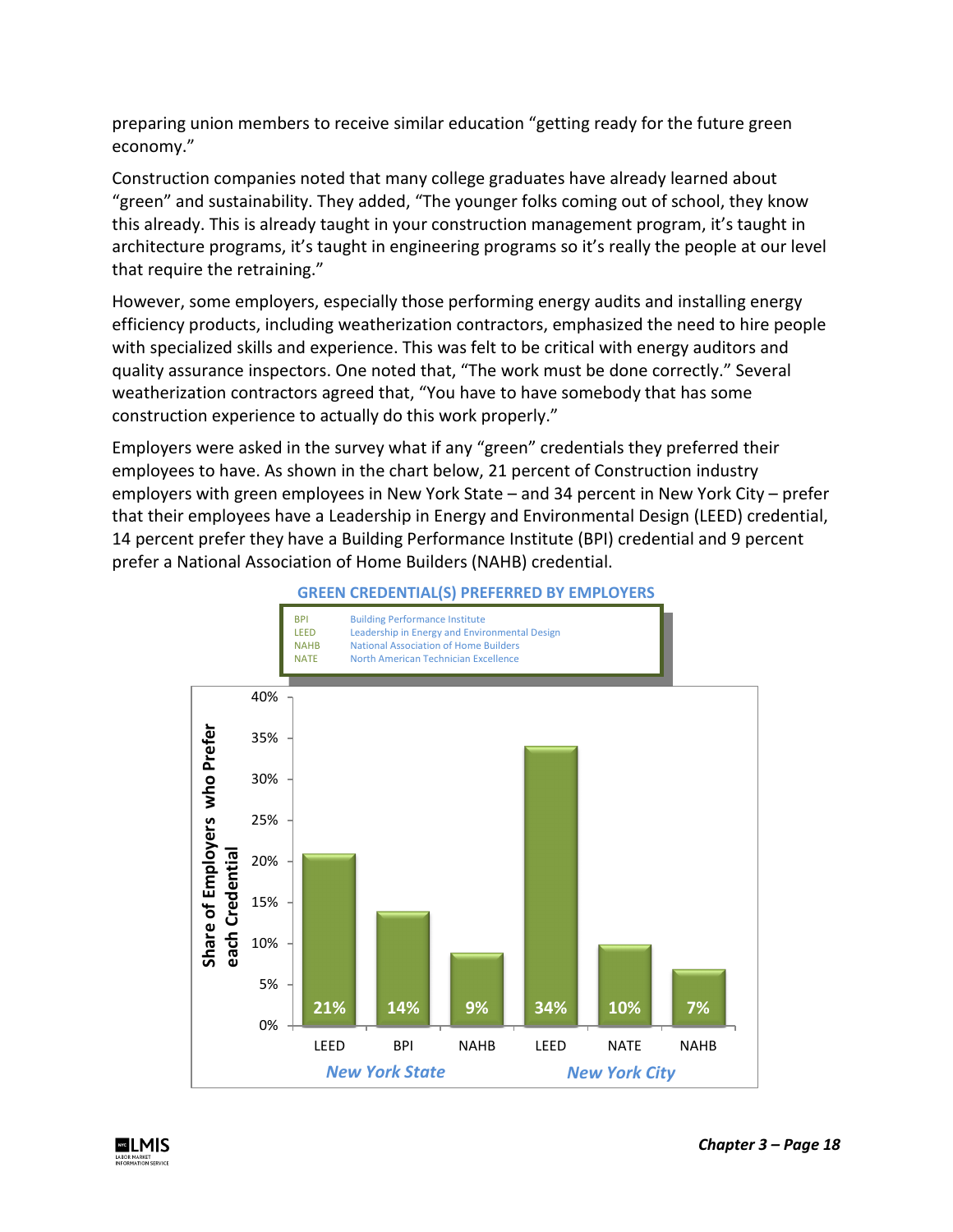preparing union members to receive similar education "getting ready for the future green economy."

Construction companies noted that many college graduates have already learned about "green" and sustainability. They added, "The younger folks coming out of school, they know this already. This is already taught in your construction management program, it's taught in architecture programs, it's taught in engineering programs so it's really the people at our level that require the retraining."

However, some employers, especially those performing energy audits and installing energy efficiency products, including weatherization contractors, emphasized the need to hire people with specialized skills and experience. This was felt to be critical with energy auditors and quality assurance inspectors. One noted that, "The work must be done correctly." Several weatherization contractors agreed that, "You have to have somebody that has some construction experience to actually do this work properly."

Employers were asked in the survey what if any "green" credentials they preferred their employees to have. As shown in the chart below, 21 percent of Construction industry employers with green employees in New York State – and 34 percent in New York City – prefer that their employees have a Leadership in Energy and Environmental Design (LEED) credential, 14 percent prefer they have a Building Performance Institute (BPI) credential and 9 percent prefer a National Association of Home Builders (NAHB) credential.

**GREEN CREDENTIAL(S) PREFERRED BY EMPLOYERS**

| Abbreviation | Credential |
|---|---|
| BPI | Building Performance Institute |
| LEED | Leadership in Energy and Environmental Design |
| NAHB | National Association of Home Builders |
| NATE | North American Technician Excellence |

Share of Employers who Prefer each Credential

| Region | Credential | Share |
|---|---|---|
| New York State | LEED | 21% |
| New York State | BPI | 14% |
| New York State | NAHB | 9% |
| New York City | LEED | 34% |
| New York City | NATE | 10% |
| New York City | NAHB | 7% |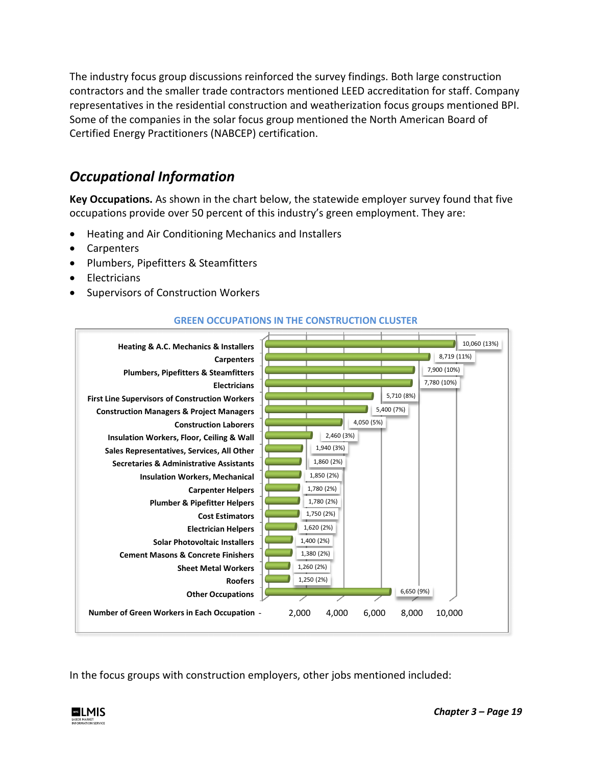The industry focus group discussions reinforced the survey findings. Both large construction contractors and the smaller trade contractors mentioned LEED accreditation for staff. Company representatives in the residential construction and weatherization focus groups mentioned BPI. Some of the companies in the solar focus group mentioned the North American Board of Certified Energy Practitioners (NABCEP) certification.

## Occupational Information

**Key Occupations.** As shown in the chart below, the statewide employer survey found that five occupations provide over 50 percent of this industry's green employment. They are:

- Heating and Air Conditioning Mechanics and Installers
- Carpenters
- Plumbers, Pipefitters & Steamfitters
- Electricians
- Supervisors of Construction Workers

**GREEN OCCUPATIONS IN THE CONSTRUCTION CLUSTER**

| Occupation | Number of Green Workers in Each Occupation |
|---|---|
| Heating & A.C. Mechanics & Installers | 10,060 (13%) |
| Carpenters | 8,719 (11%) |
| Plumbers, Pipefitters & Steamfitters | 7,900 (10%) |
| Electricians | 7,780 (10%) |
| First Line Supervisors of Construction Workers | 5,710 (8%) |
| Construction Managers & Project Managers | 5,400 (7%) |
| Construction Laborers | 4,050 (5%) |
| Insulation Workers, Floor, Ceiling & Wall | 2,460 (3%) |
| Sales Representatives, Services, All Other | 1,940 (3%) |
| Secretaries & Administrative Assistants | 1,860 (2%) |
| Insulation Workers, Mechanical | 1,850 (2%) |
| Carpenter Helpers | 1,780 (2%) |
| Plumber & Pipefitter Helpers | 1,780 (2%) |
| Cost Estimators | 1,750 (2%) |
| Electrician Helpers | 1,620 (2%) |
| Solar Photovoltaic Installers | 1,400 (2%) |
| Cement Masons & Concrete Finishers | 1,380 (2%) |
| Sheet Metal Workers | 1,260 (2%) |
| Roofers | 1,250 (2%) |
| Other Occupations | 6,650 (9%) |

In the focus groups with construction employers, other jobs mentioned included: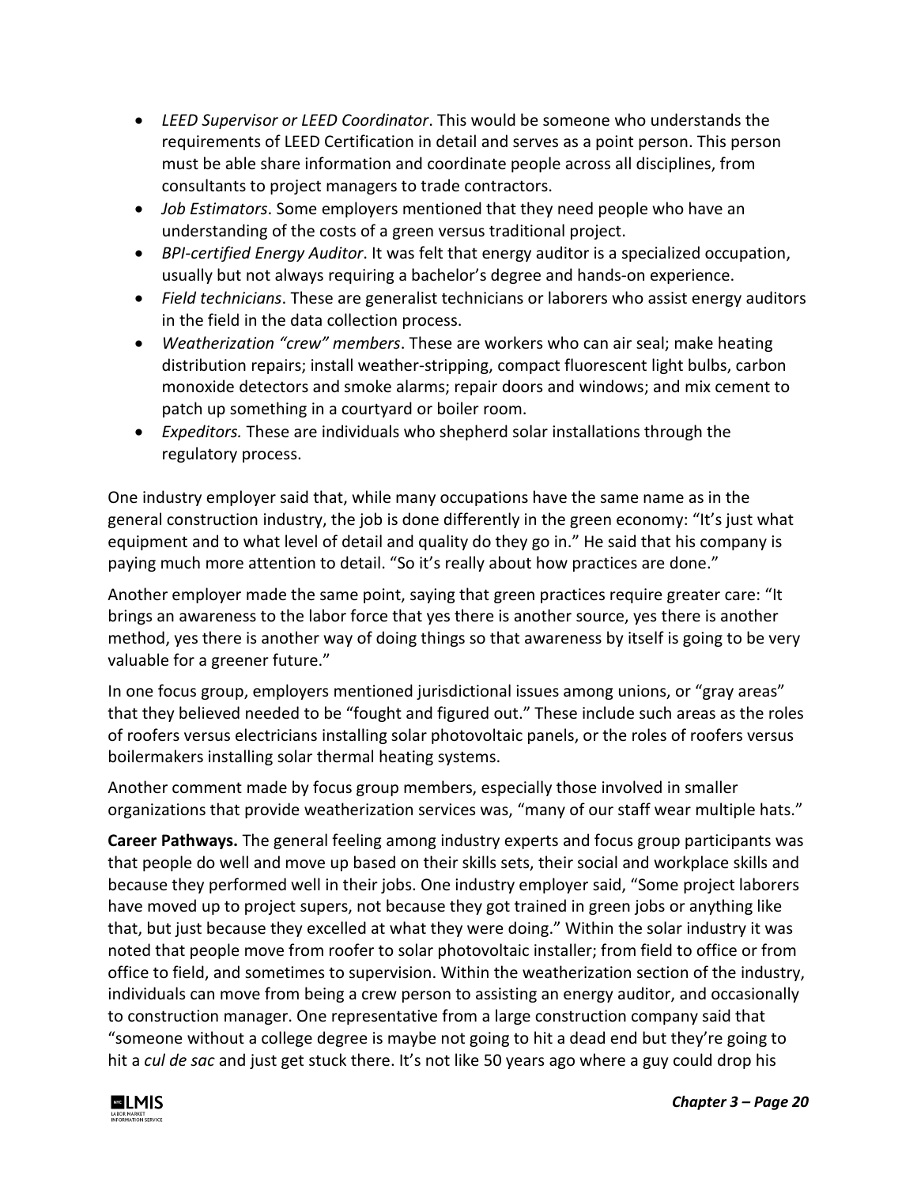- *LEED Supervisor or LEED Coordinator*. This would be someone who understands the requirements of LEED Certification in detail and serves as a point person. This person must be able share information and coordinate people across all disciplines, from consultants to project managers to trade contractors.
- *Job Estimators*. Some employers mentioned that they need people who have an understanding of the costs of a green versus traditional project.
- *BPI-certified Energy Auditor*. It was felt that energy auditor is a specialized occupation, usually but not always requiring a bachelor's degree and hands-on experience.
- *Field technicians*. These are generalist technicians or laborers who assist energy auditors in the field in the data collection process.
- *Weatherization "crew" members*. These are workers who can air seal; make heating distribution repairs; install weather-stripping, compact fluorescent light bulbs, carbon monoxide detectors and smoke alarms; repair doors and windows; and mix cement to patch up something in a courtyard or boiler room.
- *Expeditors.* These are individuals who shepherd solar installations through the regulatory process.

One industry employer said that, while many occupations have the same name as in the general construction industry, the job is done differently in the green economy: "It's just what equipment and to what level of detail and quality do they go in." He said that his company is paying much more attention to detail. "So it's really about how practices are done."

Another employer made the same point, saying that green practices require greater care: "It brings an awareness to the labor force that yes there is another source, yes there is another method, yes there is another way of doing things so that awareness by itself is going to be very valuable for a greener future."

In one focus group, employers mentioned jurisdictional issues among unions, or "gray areas" that they believed needed to be "fought and figured out." These include such areas as the roles of roofers versus electricians installing solar photovoltaic panels, or the roles of roofers versus boilermakers installing solar thermal heating systems.

Another comment made by focus group members, especially those involved in smaller organizations that provide weatherization services was, "many of our staff wear multiple hats."

**Career Pathways.** The general feeling among industry experts and focus group participants was that people do well and move up based on their skills sets, their social and workplace skills and because they performed well in their jobs. One industry employer said, "Some project laborers have moved up to project supers, not because they got trained in green jobs or anything like that, but just because they excelled at what they were doing." Within the solar industry it was noted that people move from roofer to solar photovoltaic installer; from field to office or from office to field, and sometimes to supervision. Within the weatherization section of the industry, individuals can move from being a crew person to assisting an energy auditor, and occasionally to construction manager. One representative from a large construction company said that "someone without a college degree is maybe not going to hit a dead end but they're going to hit a *cul de sac* and just get stuck there. It's not like 50 years ago where a guy could drop his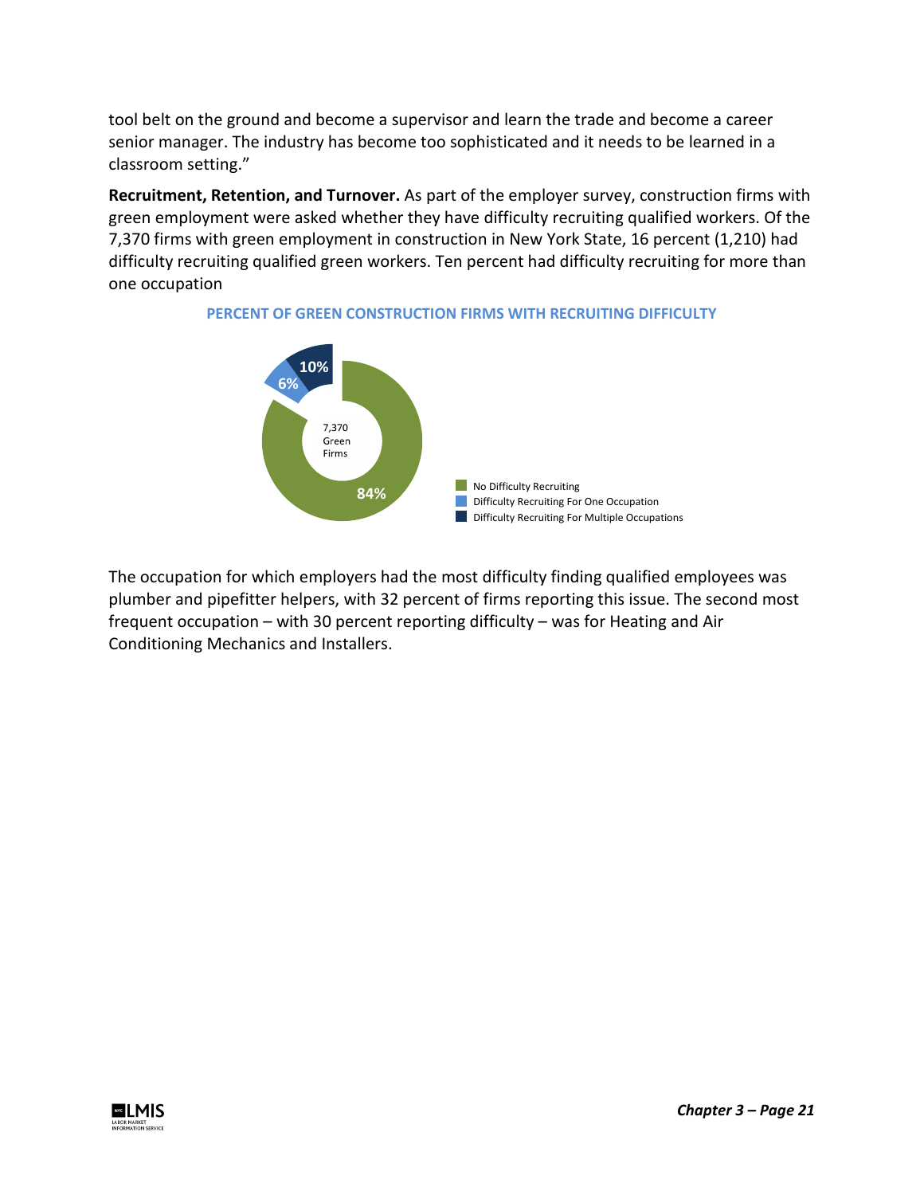tool belt on the ground and become a supervisor and learn the trade and become a career senior manager. The industry has become too sophisticated and it needs to be learned in a classroom setting."

**Recruitment, Retention, and Turnover.** As part of the employer survey, construction firms with green employment were asked whether they have difficulty recruiting qualified workers. Of the 7,370 firms with green employment in construction in New York State, 16 percent (1,210) had difficulty recruiting qualified green workers. Ten percent had difficulty recruiting for more than one occupation

**PERCENT OF GREEN CONSTRUCTION FIRMS WITH RECRUITING DIFFICULTY**

7,370 Green Firms

| Category | Percent |
| --- | --- |
| No Difficulty Recruiting | 84% |
| Difficulty Recruiting For One Occupation | 6% |
| Difficulty Recruiting For Multiple Occupations | 10% |

The occupation for which employers had the most difficulty finding qualified employees was plumber and pipefitter helpers, with 32 percent of firms reporting this issue. The second most frequent occupation – with 30 percent reporting difficulty – was for Heating and Air Conditioning Mechanics and Installers.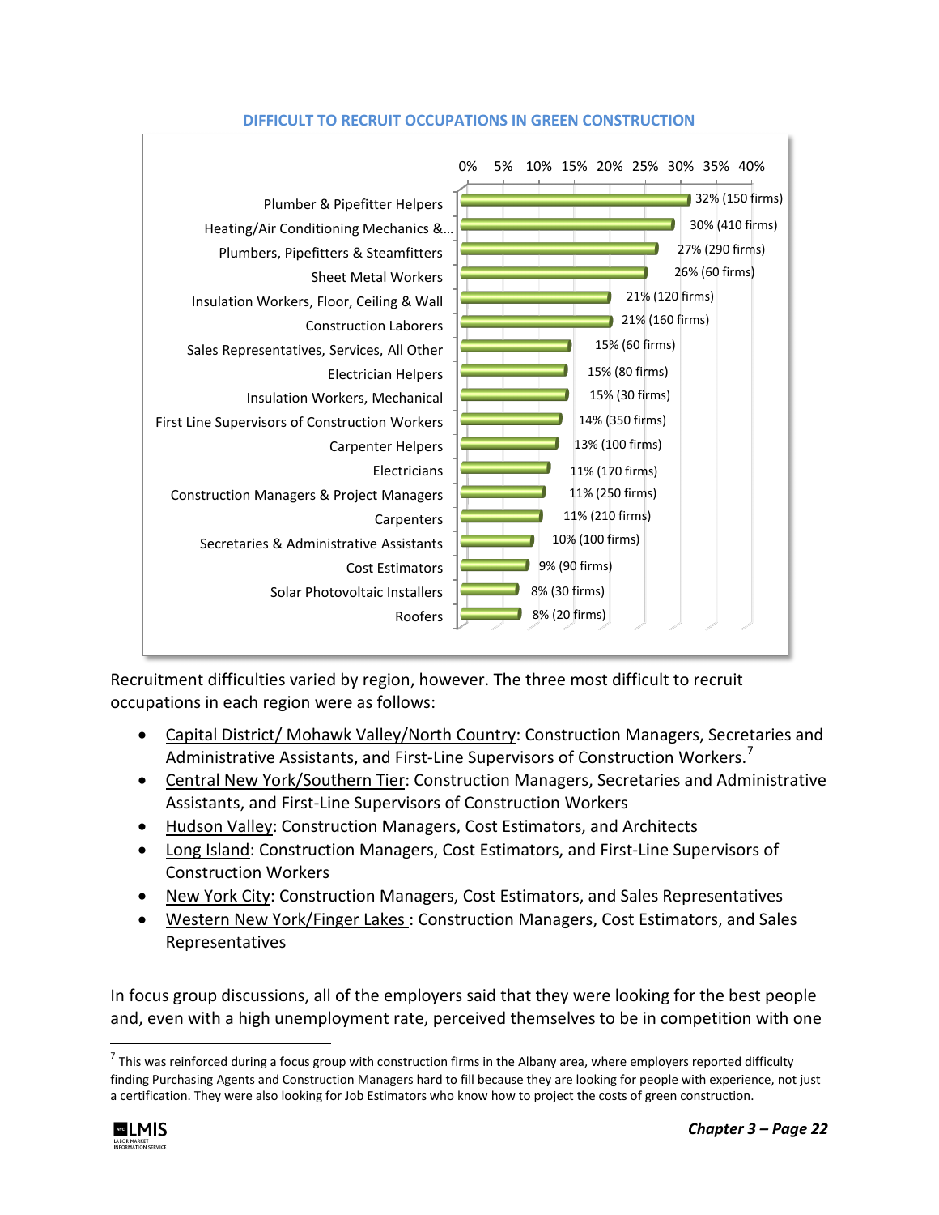**DIFFICULT TO RECRUIT OCCUPATIONS IN GREEN CONSTRUCTION**

| Occupation | Percent (Firms) |
|---|---|
| Plumber & Pipefitter Helpers | 32% (150 firms) |
| Heating/Air Conditioning Mechanics &… | 30% (410 firms) |
| Plumbers, Pipefitters & Steamfitters | 27% (290 firms) |
| Sheet Metal Workers | 26% (60 firms) |
| Insulation Workers, Floor, Ceiling & Wall | 21% (120 firms) |
| Construction Laborers | 21% (160 firms) |
| Sales Representatives, Services, All Other | 15% (60 firms) |
| Electrician Helpers | 15% (80 firms) |
| Insulation Workers, Mechanical | 15% (30 firms) |
| First Line Supervisors of Construction Workers | 14% (350 firms) |
| Carpenter Helpers | 13% (100 firms) |
| Electricians | 11% (170 firms) |
| Construction Managers & Project Managers | 11% (250 firms) |
| Carpenters | 11% (210 firms) |
| Secretaries & Administrative Assistants | 10% (100 firms) |
| Cost Estimators | 9% (90 firms) |
| Solar Photovoltaic Installers | 8% (30 firms) |
| Roofers | 8% (20 firms) |

Recruitment difficulties varied by region, however. The three most difficult to recruit occupations in each region were as follows:

- Capital District/ Mohawk Valley/North Country: Construction Managers, Secretaries and Administrative Assistants, and First-Line Supervisors of Construction Workers.[7]
- Central New York/Southern Tier: Construction Managers, Secretaries and Administrative Assistants, and First-Line Supervisors of Construction Workers
- Hudson Valley: Construction Managers, Cost Estimators, and Architects
- Long Island: Construction Managers, Cost Estimators, and First-Line Supervisors of Construction Workers
- New York City: Construction Managers, Cost Estimators, and Sales Representatives
- Western New York/Finger Lakes : Construction Managers, Cost Estimators, and Sales Representatives

In focus group discussions, all of the employers said that they were looking for the best people and, even with a high unemployment rate, perceived themselves to be in competition with one

[7] This was reinforced during a focus group with construction firms in the Albany area, where employers reported difficulty finding Purchasing Agents and Construction Managers hard to fill because they are looking for people with experience, not just a certification. They were also looking for Job Estimators who know how to project the costs of green construction.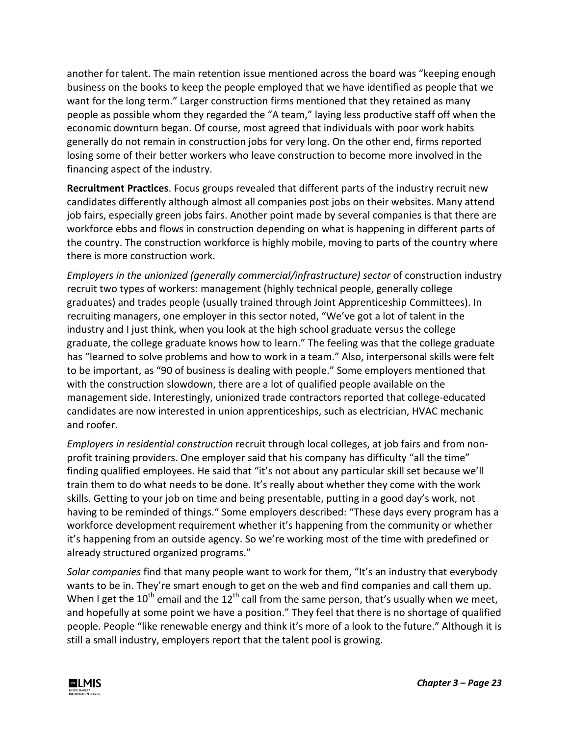another for talent. The main retention issue mentioned across the board was “keeping enough business on the books to keep the people employed that we have identified as people that we want for the long term.” Larger construction firms mentioned that they retained as many people as possible whom they regarded the “A team,” laying less productive staff off when the economic downturn began. Of course, most agreed that individuals with poor work habits generally do not remain in construction jobs for very long. On the other end, firms reported losing some of their better workers who leave construction to become more involved in the financing aspect of the industry.

**Recruitment Practices**. Focus groups revealed that different parts of the industry recruit new candidates differently although almost all companies post jobs on their websites. Many attend job fairs, especially green jobs fairs. Another point made by several companies is that there are workforce ebbs and flows in construction depending on what is happening in different parts of the country. The construction workforce is highly mobile, moving to parts of the country where there is more construction work.

*Employers in the unionized (generally commercial/infrastructure) sector* of construction industry recruit two types of workers: management (highly technical people, generally college graduates) and trades people (usually trained through Joint Apprenticeship Committees). In recruiting managers, one employer in this sector noted, “We’ve got a lot of talent in the industry and I just think, when you look at the high school graduate versus the college graduate, the college graduate knows how to learn.” The feeling was that the college graduate has “learned to solve problems and how to work in a team.” Also, interpersonal skills were felt to be important, as “90 of business is dealing with people.” Some employers mentioned that with the construction slowdown, there are a lot of qualified people available on the management side. Interestingly, unionized trade contractors reported that college-educated candidates are now interested in union apprenticeships, such as electrician, HVAC mechanic and roofer.

*Employers in residential construction* recruit through local colleges, at job fairs and from non-profit training providers. One employer said that his company has difficulty “all the time” finding qualified employees. He said that “it’s not about any particular skill set because we’ll train them to do what needs to be done. It’s really about whether they come with the work skills. Getting to your job on time and being presentable, putting in a good day’s work, not having to be reminded of things.“ Some employers described: “These days every program has a workforce development requirement whether it’s happening from the community or whether it’s happening from an outside agency. So we’re working most of the time with predefined or already structured organized programs.”

*Solar companies* find that many people want to work for them, “It’s an industry that everybody wants to be in. They’re smart enough to get on the web and find companies and call them up. When I get the 10th email and the 12th call from the same person, that’s usually when we meet, and hopefully at some point we have a position.” They feel that there is no shortage of qualified people. People “like renewable energy and think it’s more of a look to the future.” Although it is still a small industry, employers report that the talent pool is growing.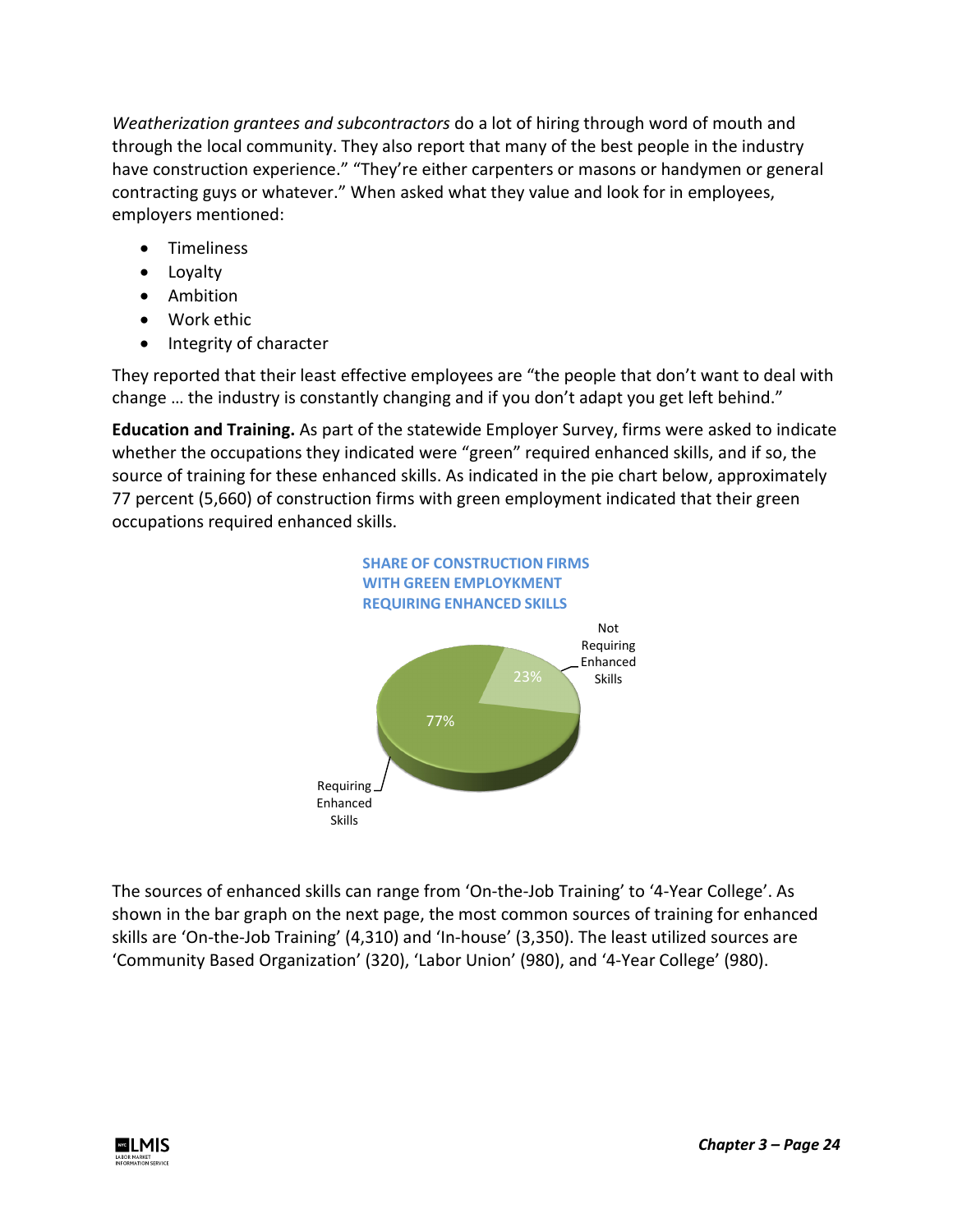*Weatherization grantees and subcontractors* do a lot of hiring through word of mouth and through the local community. They also report that many of the best people in the industry have construction experience." "They're either carpenters or masons or handymen or general contracting guys or whatever." When asked what they value and look for in employees, employers mentioned:

- Timeliness
- Loyalty
- Ambition
- Work ethic
- Integrity of character

They reported that their least effective employees are "the people that don't want to deal with change … the industry is constantly changing and if you don't adapt you get left behind."

**Education and Training.** As part of the statewide Employer Survey, firms were asked to indicate whether the occupations they indicated were "green" required enhanced skills, and if so, the source of training for these enhanced skills. As indicated in the pie chart below, approximately 77 percent (5,660) of construction firms with green employment indicated that their green occupations required enhanced skills.

SHARE OF CONSTRUCTION FIRMS WITH GREEN EMPLOYKMENT REQUIRING ENHANCED SKILLS

| Category | Share |
|---|---|
| Requiring Enhanced Skills | 77% |
| Not Requiring Enhanced Skills | 23% |

The sources of enhanced skills can range from 'On-the-Job Training' to '4-Year College'. As shown in the bar graph on the next page, the most common sources of training for enhanced skills are 'On-the-Job Training' (4,310) and 'In-house' (3,350). The least utilized sources are 'Community Based Organization' (320), 'Labor Union' (980), and '4-Year College' (980).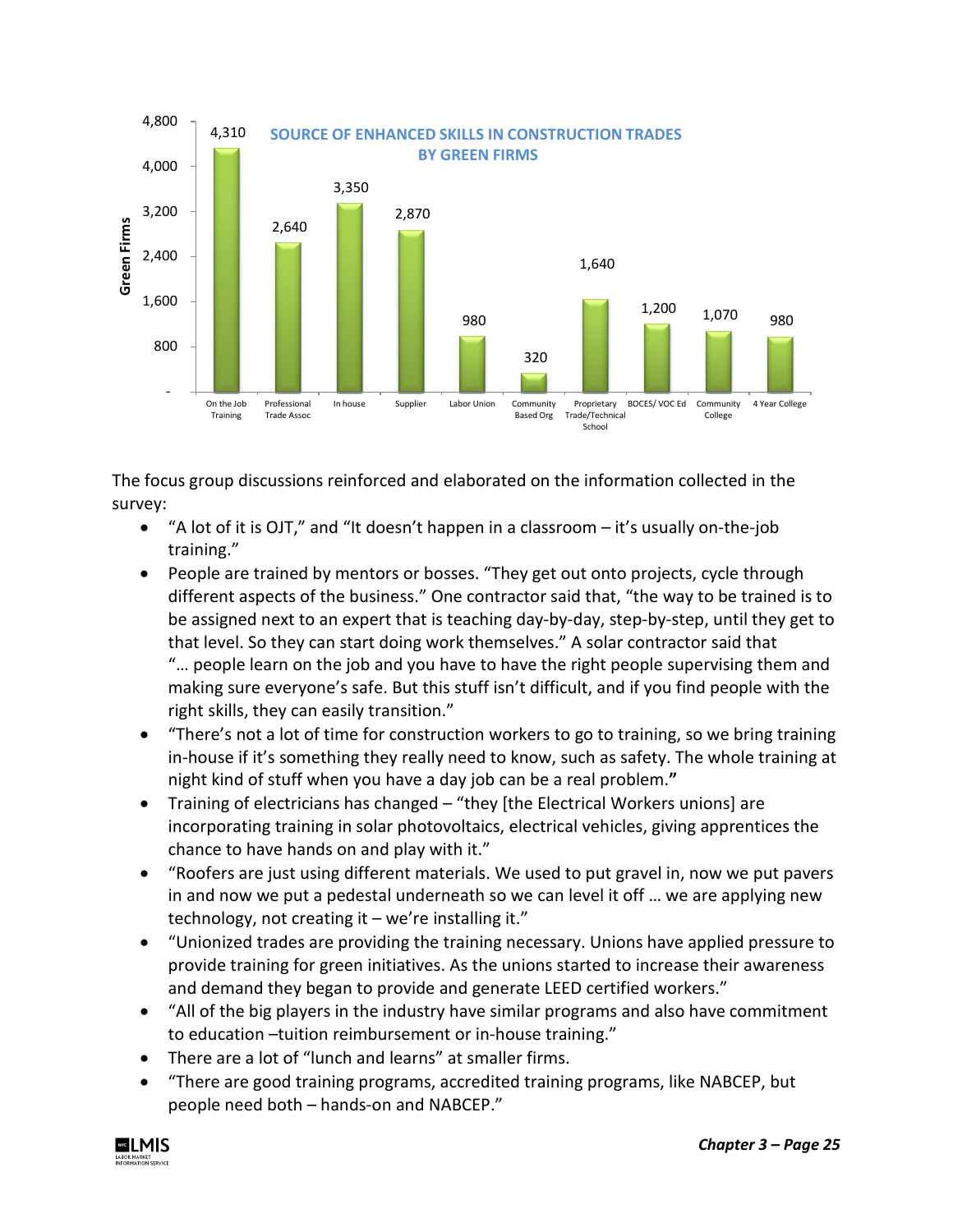**SOURCE OF ENHANCED SKILLS IN CONSTRUCTION TRADES BY GREEN FIRMS**

| Source | Green Firms |
|---|---|
| On the Job Training | 4,310 |
| Professional Trade Assoc | 2,640 |
| In house | 3,350 |
| Supplier | 2,870 |
| Labor Union | 980 |
| Community Based Org | 320 |
| Proprietary Trade/Technical School | 1,640 |
| BOCES/ VOC Ed | 1,200 |
| Community College | 1,070 |
| 4 Year College | 980 |

The focus group discussions reinforced and elaborated on the information collected in the survey:

- "A lot of it is OJT," and "It doesn't happen in a classroom – it's usually on-the-job training."
- People are trained by mentors or bosses. "They get out onto projects, cycle through different aspects of the business." One contractor said that, "the way to be trained is to be assigned next to an expert that is teaching day-by-day, step-by-step, until they get to that level. So they can start doing work themselves." A solar contractor said that "… people learn on the job and you have to have the right people supervising them and making sure everyone's safe. But this stuff isn't difficult, and if you find people with the right skills, they can easily transition."
- "There's not a lot of time for construction workers to go to training, so we bring training in-house if it's something they really need to know, such as safety. The whole training at night kind of stuff when you have a day job can be a real problem.**"**
- Training of electricians has changed – "they [the Electrical Workers unions] are incorporating training in solar photovoltaics, electrical vehicles, giving apprentices the chance to have hands on and play with it."
- "Roofers are just using different materials. We used to put gravel in, now we put pavers in and now we put a pedestal underneath so we can level it off … we are applying new technology, not creating it – we're installing it."
- "Unionized trades are providing the training necessary. Unions have applied pressure to provide training for green initiatives. As the unions started to increase their awareness and demand they began to provide and generate LEED certified workers."
- "All of the big players in the industry have similar programs and also have commitment to education –tuition reimbursement or in-house training."
- There are a lot of "lunch and learns" at smaller firms.
- "There are good training programs, accredited training programs, like NABCEP, but people need both – hands-on and NABCEP."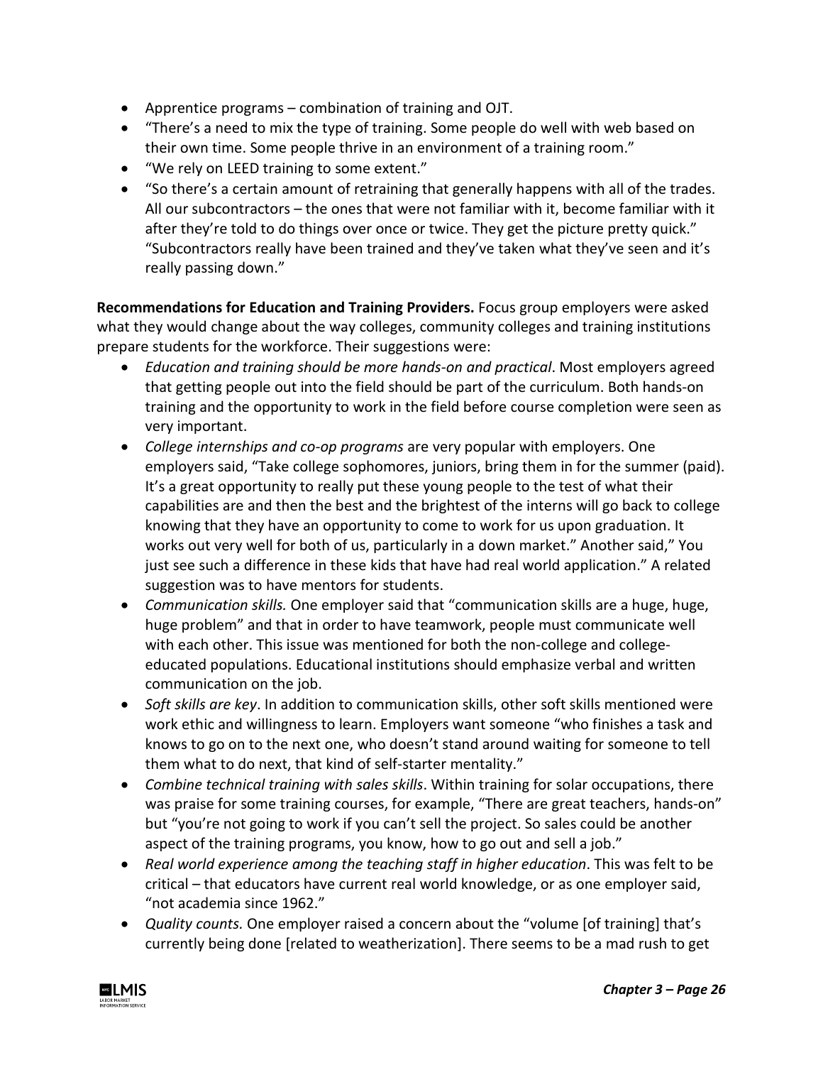- Apprentice programs – combination of training and OJT.
- "There's a need to mix the type of training. Some people do well with web based on their own time. Some people thrive in an environment of a training room."
- "We rely on LEED training to some extent."
- "So there's a certain amount of retraining that generally happens with all of the trades. All our subcontractors – the ones that were not familiar with it, become familiar with it after they're told to do things over once or twice. They get the picture pretty quick." "Subcontractors really have been trained and they've taken what they've seen and it's really passing down."

**Recommendations for Education and Training Providers.** Focus group employers were asked what they would change about the way colleges, community colleges and training institutions prepare students for the workforce. Their suggestions were:

- *Education and training should be more hands-on and practical*. Most employers agreed that getting people out into the field should be part of the curriculum. Both hands-on training and the opportunity to work in the field before course completion were seen as very important.
- *College internships and co-op programs* are very popular with employers. One employers said, "Take college sophomores, juniors, bring them in for the summer (paid). It's a great opportunity to really put these young people to the test of what their capabilities are and then the best and the brightest of the interns will go back to college knowing that they have an opportunity to come to work for us upon graduation. It works out very well for both of us, particularly in a down market." Another said," You just see such a difference in these kids that have had real world application." A related suggestion was to have mentors for students.
- *Communication skills.* One employer said that "communication skills are a huge, huge, huge problem" and that in order to have teamwork, people must communicate well with each other. This issue was mentioned for both the non-college and college-educated populations. Educational institutions should emphasize verbal and written communication on the job.
- *Soft skills are key*. In addition to communication skills, other soft skills mentioned were work ethic and willingness to learn. Employers want someone "who finishes a task and knows to go on to the next one, who doesn't stand around waiting for someone to tell them what to do next, that kind of self-starter mentality."
- *Combine technical training with sales skills*. Within training for solar occupations, there was praise for some training courses, for example, "There are great teachers, hands-on" but "you're not going to work if you can't sell the project. So sales could be another aspect of the training programs, you know, how to go out and sell a job."
- *Real world experience among the teaching staff in higher education*. This was felt to be critical – that educators have current real world knowledge, or as one employer said, "not academia since 1962."
- *Quality counts.* One employer raised a concern about the "volume [of training] that's currently being done [related to weatherization]. There seems to be a mad rush to get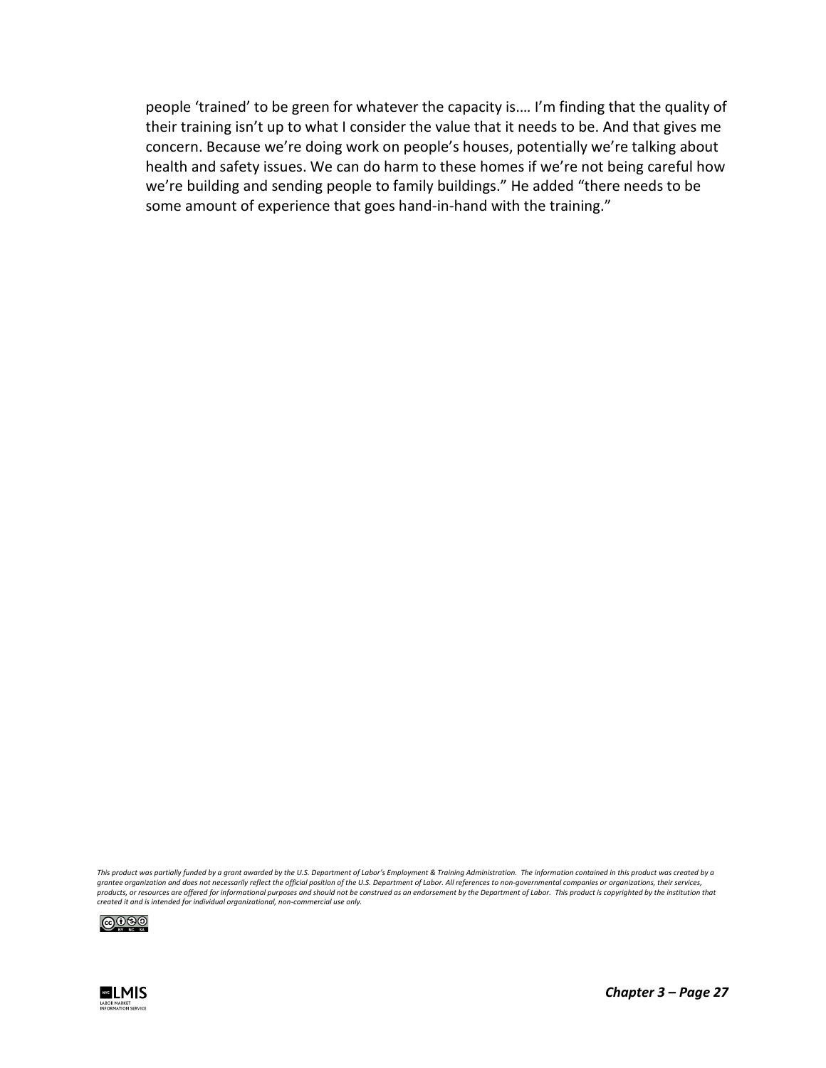people 'trained' to be green for whatever the capacity is.… I'm finding that the quality of their training isn't up to what I consider the value that it needs to be. And that gives me concern. Because we're doing work on people's houses, potentially we're talking about health and safety issues. We can do harm to these homes if we're not being careful how we're building and sending people to family buildings." He added "there needs to be some amount of experience that goes hand-in-hand with the training."